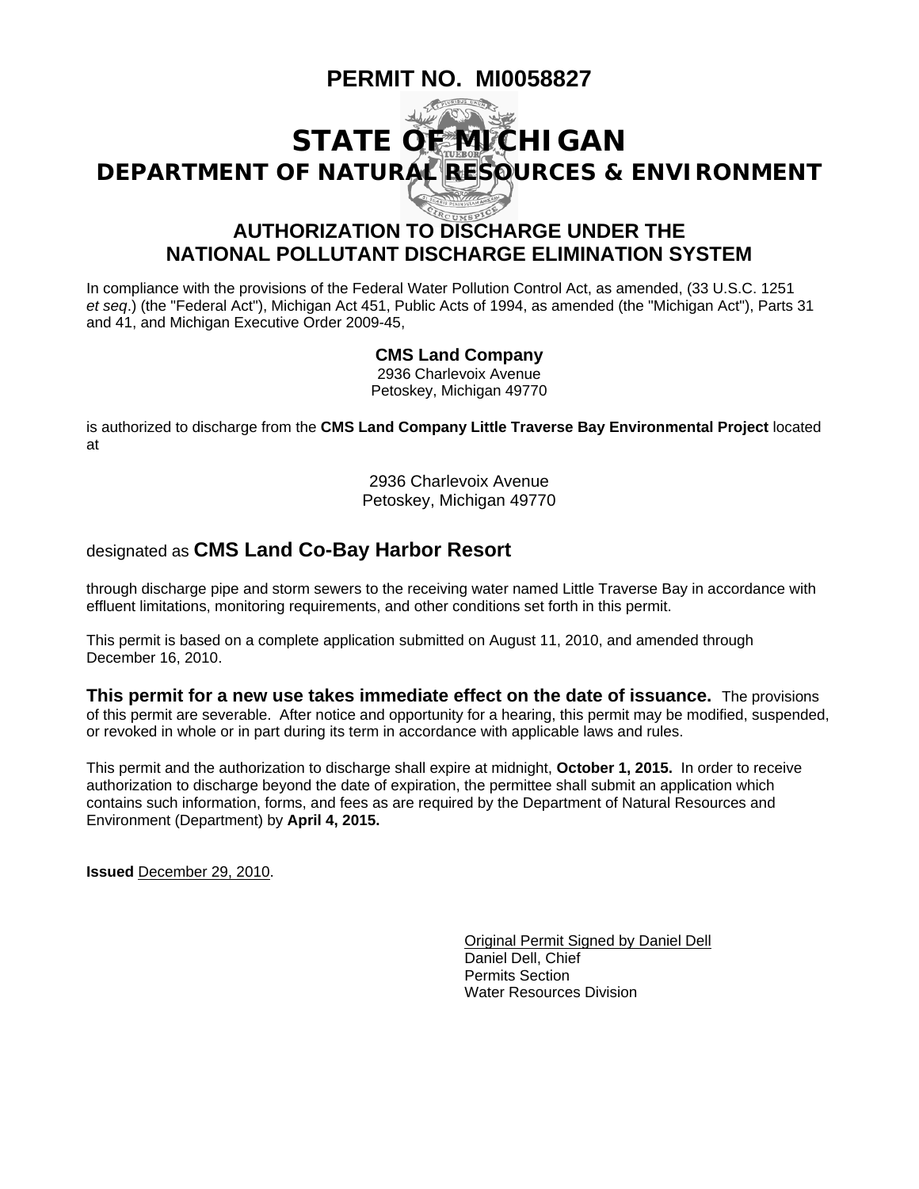# PERMIT NO. MI0058827

# STATE OF MICHIGAN

## DEPARTMENT OF NATURAL RESOURCES & ENVIRONMENT

### AUTHORIZATION TO DISCHARGE UNDER THE NATIONAL POLLUTANT DISCHARGE ELIMINATION SYSTEM

In compliance with the provisions of the Federal Water Pollution Control Act, as amended, (33 U.S.C. 1251 *et seq*.) (the "Federal Act"), Michigan Act 451, Public Acts of 1994, as amended (the "Michigan Act"), Parts 31 and 41, and Michigan Executive Order 2009-45,

**CMS Land Company**
2936 Charlevoix Avenue
Petoskey, Michigan 49770

is authorized to discharge from the **CMS Land Company Little Traverse Bay Environmental Project** located at

2936 Charlevoix Avenue
Petoskey, Michigan 49770

designated as **CMS Land Co-Bay Harbor Resort**

through discharge pipe and storm sewers to the receiving water named Little Traverse Bay in accordance with effluent limitations, monitoring requirements, and other conditions set forth in this permit.

This permit is based on a complete application submitted on August 11, 2010, and amended through December 16, 2010.

**This permit for a new use takes immediate effect on the date of issuance.** The provisions of this permit are severable. After notice and opportunity for a hearing, this permit may be modified, suspended, or revoked in whole or in part during its term in accordance with applicable laws and rules.

This permit and the authorization to discharge shall expire at midnight, **October 1, 2015.** In order to receive authorization to discharge beyond the date of expiration, the permittee shall submit an application which contains such information, forms, and fees as are required by the Department of Natural Resources and Environment (Department) by **April 4, 2015.**

**Issued** December 29, 2010.

Original Permit Signed by Daniel Dell
Daniel Dell, Chief
Permits Section
Water Resources Division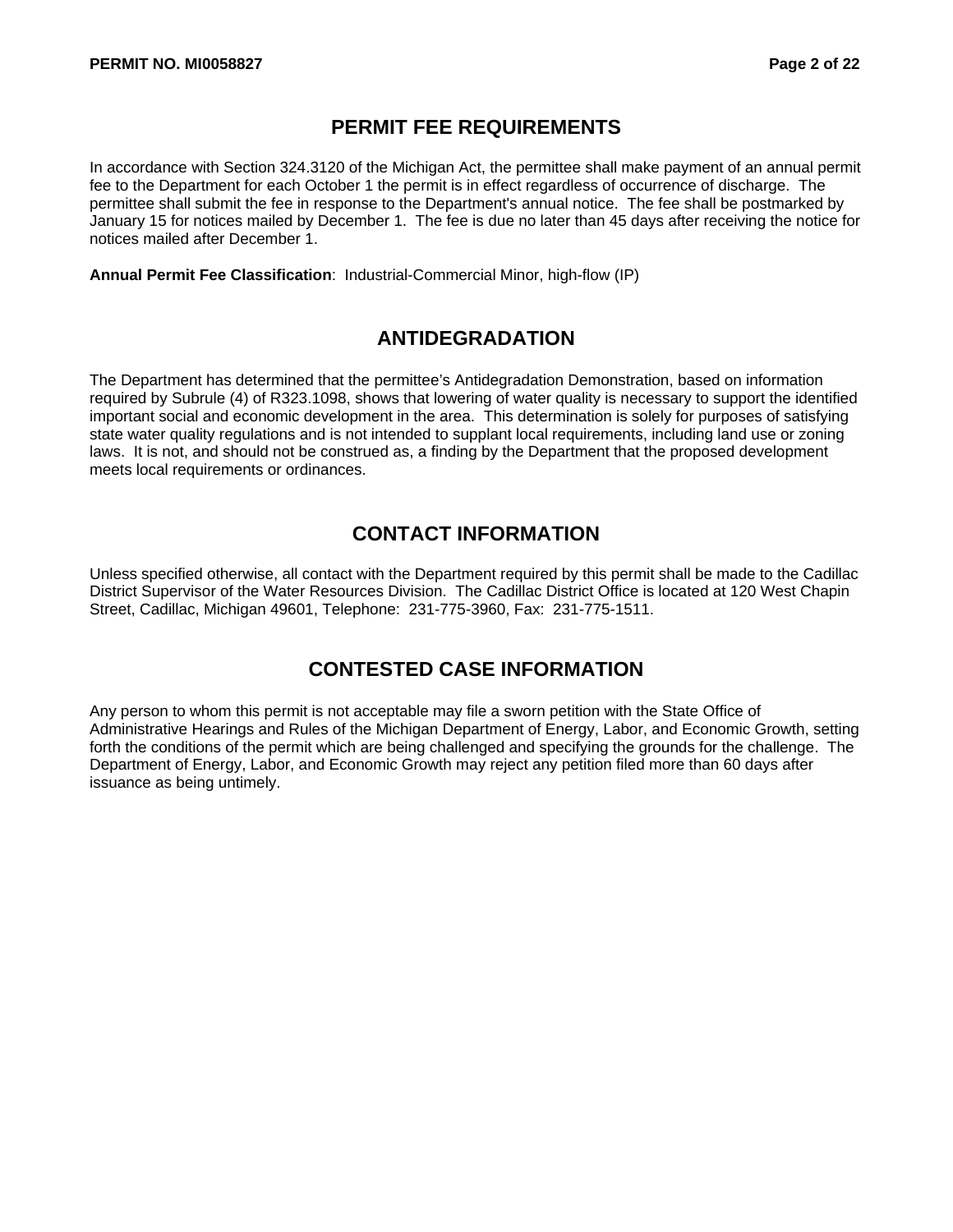## PERMIT FEE REQUIREMENTS

In accordance with Section 324.3120 of the Michigan Act, the permittee shall make payment of an annual permit fee to the Department for each October 1 the permit is in effect regardless of occurrence of discharge. The permittee shall submit the fee in response to the Department's annual notice. The fee shall be postmarked by January 15 for notices mailed by December 1. The fee is due no later than 45 days after receiving the notice for notices mailed after December 1.

**Annual Permit Fee Classification**: Industrial-Commercial Minor, high-flow (IP)

## ANTIDEGRADATION

The Department has determined that the permittee's Antidegradation Demonstration, based on information required by Subrule (4) of R323.1098, shows that lowering of water quality is necessary to support the identified important social and economic development in the area. This determination is solely for purposes of satisfying state water quality regulations and is not intended to supplant local requirements, including land use or zoning laws. It is not, and should not be construed as, a finding by the Department that the proposed development meets local requirements or ordinances.

## CONTACT INFORMATION

Unless specified otherwise, all contact with the Department required by this permit shall be made to the Cadillac District Supervisor of the Water Resources Division. The Cadillac District Office is located at 120 West Chapin Street, Cadillac, Michigan 49601, Telephone: 231-775-3960, Fax: 231-775-1511.

## CONTESTED CASE INFORMATION

Any person to whom this permit is not acceptable may file a sworn petition with the State Office of Administrative Hearings and Rules of the Michigan Department of Energy, Labor, and Economic Growth, setting forth the conditions of the permit which are being challenged and specifying the grounds for the challenge. The Department of Energy, Labor, and Economic Growth may reject any petition filed more than 60 days after issuance as being untimely.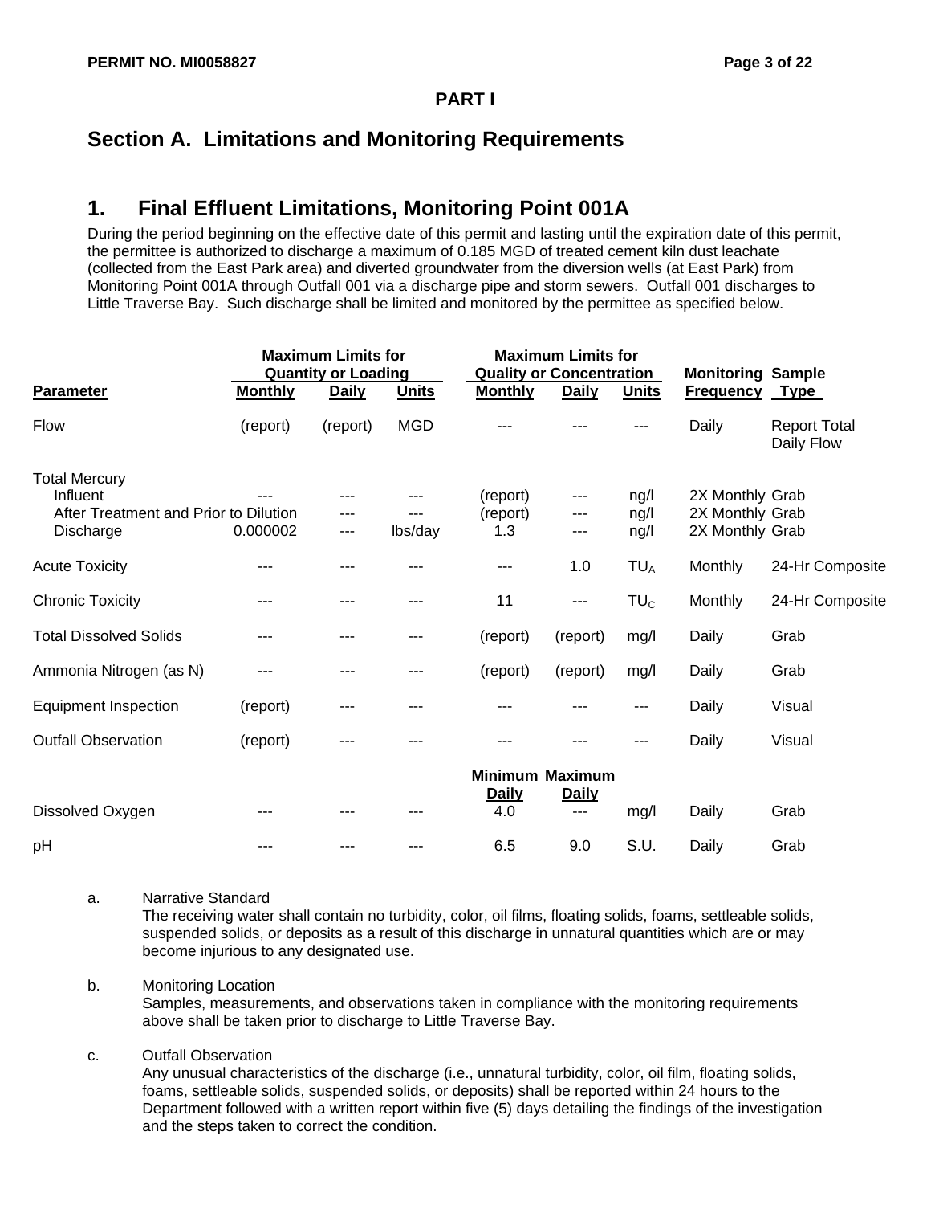**PART I**

# Section A. Limitations and Monitoring Requirements

## 1. Final Effluent Limitations, Monitoring Point 001A

During the period beginning on the effective date of this permit and lasting until the expiration date of this permit, the permittee is authorized to discharge a maximum of 0.185 MGD of treated cement kiln dust leachate (collected from the East Park area) and diverted groundwater from the diversion wells (at East Park) from Monitoring Point 001A through Outfall 001 via a discharge pipe and storm sewers. Outfall 001 discharges to Little Traverse Bay. Such discharge shall be limited and monitored by the permittee as specified below.

| | Maximum Limits for Quantity or Loading | | | Maximum Limits for Quality or Concentration | | | Monitoring | Sample |
|---|---|---|---|---|---|---|---|---|
| **Parameter** | **Monthly** | **Daily** | **Units** | **Monthly** | **Daily** | **Units** | **Frequency** | **Type** |
| Flow | (report) | (report) | MGD | --- | --- | --- | Daily | Report Total Daily Flow |
| Total Mercury | | | | | | | | |
| Influent | --- | --- | --- | (report) | --- | ng/l | 2X Monthly | Grab |
| After Treatment and Prior to Dilution | --- | --- | --- | (report) | --- | ng/l | 2X Monthly | Grab |
| Discharge | 0.000002 | --- | lbs/day | 1.3 | --- | ng/l | 2X Monthly | Grab |
| Acute Toxicity | --- | --- | --- | --- | 1.0 | $TU_A$ | Monthly | 24-Hr Composite |
| Chronic Toxicity | --- | --- | --- | 11 | --- | $TU_C$ | Monthly | 24-Hr Composite |
| Total Dissolved Solids | --- | --- | --- | (report) | (report) | mg/l | Daily | Grab |
| Ammonia Nitrogen (as N) | --- | --- | --- | (report) | (report) | mg/l | Daily | Grab |
| Equipment Inspection | (report) | --- | --- | --- | --- | --- | Daily | Visual |
| Outfall Observation | (report) | --- | --- | --- | --- | --- | Daily | Visual |
| | | | | **Minimum Daily** | **Maximum Daily** | | | |
| Dissolved Oxygen | --- | --- | --- | 4.0 | --- | mg/l | Daily | Grab |
| pH | --- | --- | --- | 6.5 | 9.0 | S.U. | Daily | Grab |

a. Narrative Standard
The receiving water shall contain no turbidity, color, oil films, floating solids, foams, settleable solids, suspended solids, or deposits as a result of this discharge in unnatural quantities which are or may become injurious to any designated use.

b. Monitoring Location
Samples, measurements, and observations taken in compliance with the monitoring requirements above shall be taken prior to discharge to Little Traverse Bay.

c. Outfall Observation
Any unusual characteristics of the discharge (i.e., unnatural turbidity, color, oil film, floating solids, foams, settleable solids, suspended solids, or deposits) shall be reported within 24 hours to the Department followed with a written report within five (5) days detailing the findings of the investigation and the steps taken to correct the condition.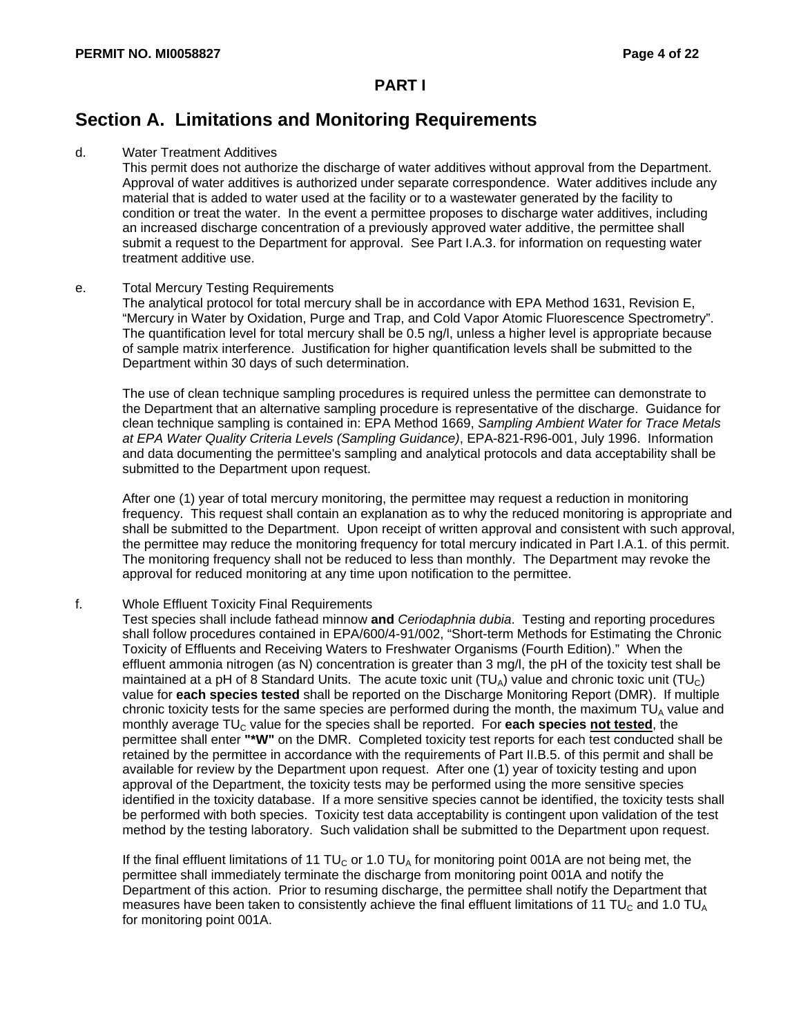## PART I

# Section A. Limitations and Monitoring Requirements

d. Water Treatment Additives

This permit does not authorize the discharge of water additives without approval from the Department. Approval of water additives is authorized under separate correspondence. Water additives include any material that is added to water used at the facility or to a wastewater generated by the facility to condition or treat the water. In the event a permittee proposes to discharge water additives, including an increased discharge concentration of a previously approved water additive, the permittee shall submit a request to the Department for approval. See Part I.A.3. for information on requesting water treatment additive use.

e. Total Mercury Testing Requirements

The analytical protocol for total mercury shall be in accordance with EPA Method 1631, Revision E, "Mercury in Water by Oxidation, Purge and Trap, and Cold Vapor Atomic Fluorescence Spectrometry". The quantification level for total mercury shall be 0.5 ng/l, unless a higher level is appropriate because of sample matrix interference. Justification for higher quantification levels shall be submitted to the Department within 30 days of such determination.

The use of clean technique sampling procedures is required unless the permittee can demonstrate to the Department that an alternative sampling procedure is representative of the discharge. Guidance for clean technique sampling is contained in: EPA Method 1669, *Sampling Ambient Water for Trace Metals at EPA Water Quality Criteria Levels (Sampling Guidance)*, EPA-821-R96-001, July 1996. Information and data documenting the permittee's sampling and analytical protocols and data acceptability shall be submitted to the Department upon request.

After one (1) year of total mercury monitoring, the permittee may request a reduction in monitoring frequency. This request shall contain an explanation as to why the reduced monitoring is appropriate and shall be submitted to the Department. Upon receipt of written approval and consistent with such approval, the permittee may reduce the monitoring frequency for total mercury indicated in Part I.A.1. of this permit. The monitoring frequency shall not be reduced to less than monthly. The Department may revoke the approval for reduced monitoring at any time upon notification to the permittee.

f. Whole Effluent Toxicity Final Requirements

Test species shall include fathead minnow **and** *Ceriodaphnia dubia*. Testing and reporting procedures shall follow procedures contained in EPA/600/4-91/002, "Short-term Methods for Estimating the Chronic Toxicity of Effluents and Receiving Waters to Freshwater Organisms (Fourth Edition)." When the effluent ammonia nitrogen (as N) concentration is greater than 3 mg/l, the pH of the toxicity test shall be maintained at a pH of 8 Standard Units. The acute toxic unit ($TU_A$) value and chronic toxic unit ($TU_C$) value for **each species tested** shall be reported on the Discharge Monitoring Report (DMR). If multiple chronic toxicity tests for the same species are performed during the month, the maximum $TU_A$ value and monthly average $TU_C$ value for the species shall be reported. For **each species <u>not tested</u>**, the permittee shall enter **"*W"** on the DMR. Completed toxicity test reports for each test conducted shall be retained by the permittee in accordance with the requirements of Part II.B.5. of this permit and shall be available for review by the Department upon request. After one (1) year of toxicity testing and upon approval of the Department, the toxicity tests may be performed using the more sensitive species identified in the toxicity database. If a more sensitive species cannot be identified, the toxicity tests shall be performed with both species. Toxicity test data acceptability is contingent upon validation of the test method by the testing laboratory. Such validation shall be submitted to the Department upon request.

If the final effluent limitations of 11 $TU_C$ or 1.0 $TU_A$ for monitoring point 001A are not being met, the permittee shall immediately terminate the discharge from monitoring point 001A and notify the Department of this action. Prior to resuming discharge, the permittee shall notify the Department that measures have been taken to consistently achieve the final effluent limitations of 11 $TU_C$ and 1.0 $TU_A$ for monitoring point 001A.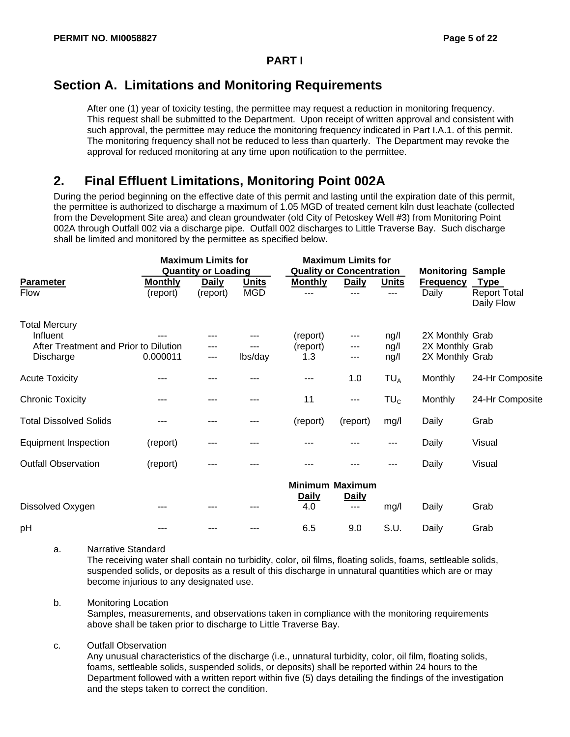**PART I**

## Section A. Limitations and Monitoring Requirements

After one (1) year of toxicity testing, the permittee may request a reduction in monitoring frequency. This request shall be submitted to the Department. Upon receipt of written approval and consistent with such approval, the permittee may reduce the monitoring frequency indicated in Part I.A.1. of this permit. The monitoring frequency shall not be reduced to less than quarterly. The Department may revoke the approval for reduced monitoring at any time upon notification to the permittee.

## 2. Final Effluent Limitations, Monitoring Point 002A

During the period beginning on the effective date of this permit and lasting until the expiration date of this permit, the permittee is authorized to discharge a maximum of 1.05 MGD of treated cement kiln dust leachate (collected from the Development Site area) and clean groundwater (old City of Petoskey Well #3) from Monitoring Point 002A through Outfall 002 via a discharge pipe. Outfall 002 discharges to Little Traverse Bay. Such discharge shall be limited and monitored by the permittee as specified below.

| | Maximum Limits for Quantity or Loading | | | Maximum Limits for Quality or Concentration | | | Monitoring | Sample |
|---|---|---|---|---|---|---|---|---|
| **Parameter** | **Monthly** | **Daily** | **Units** | **Monthly** | **Daily** | **Units** | **Frequency** | **Type** |
| Flow | (report) | (report) | MGD | --- | --- | --- | Daily | Report Total Daily Flow |
| Total Mercury | | | | | | | | |
| Influent | --- | --- | --- | (report) | --- | ng/l | 2X Monthly | Grab |
| After Treatment and Prior to Dilution | | --- | --- | (report) | --- | ng/l | 2X Monthly | Grab |
| Discharge | 0.000011 | --- | lbs/day | 1.3 | --- | ng/l | 2X Monthly | Grab |
| Acute Toxicity | --- | --- | --- | --- | 1.0 | $TU_A$ | Monthly | 24-Hr Composite |
| Chronic Toxicity | --- | --- | --- | 11 | --- | $TU_C$ | Monthly | 24-Hr Composite |
| Total Dissolved Solids | --- | --- | --- | (report) | (report) | mg/l | Daily | Grab |
| Equipment Inspection | (report) | --- | --- | --- | --- | --- | Daily | Visual |
| Outfall Observation | (report) | --- | --- | --- | --- | --- | Daily | Visual |
| | | | | **Minimum Daily** | **Maximum Daily** | | | |
| Dissolved Oxygen | --- | --- | --- | 4.0 | --- | mg/l | Daily | Grab |
| pH | --- | --- | --- | 6.5 | 9.0 | S.U. | Daily | Grab |

a. Narrative Standard
The receiving water shall contain no turbidity, color, oil films, floating solids, foams, settleable solids, suspended solids, or deposits as a result of this discharge in unnatural quantities which are or may become injurious to any designated use.

b. Monitoring Location
Samples, measurements, and observations taken in compliance with the monitoring requirements above shall be taken prior to discharge to Little Traverse Bay.

c. Outfall Observation
Any unusual characteristics of the discharge (i.e., unnatural turbidity, color, oil film, floating solids, foams, settleable solids, suspended solids, or deposits) shall be reported within 24 hours to the Department followed with a written report within five (5) days detailing the findings of the investigation and the steps taken to correct the condition.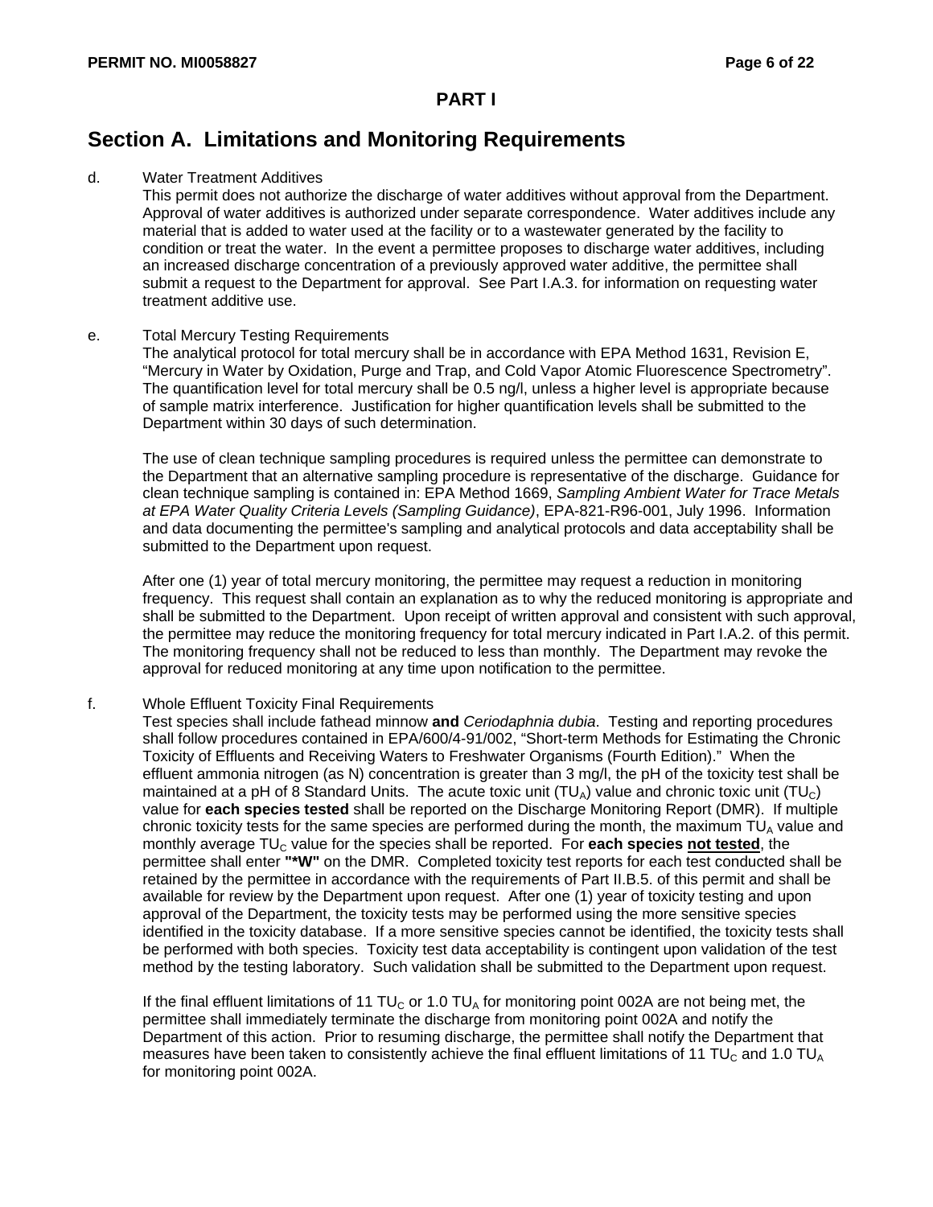# PART I

## Section A. Limitations and Monitoring Requirements

d. Water Treatment Additives

This permit does not authorize the discharge of water additives without approval from the Department. Approval of water additives is authorized under separate correspondence. Water additives include any material that is added to water used at the facility or to a wastewater generated by the facility to condition or treat the water. In the event a permittee proposes to discharge water additives, including an increased discharge concentration of a previously approved water additive, the permittee shall submit a request to the Department for approval. See Part I.A.3. for information on requesting water treatment additive use.

e. Total Mercury Testing Requirements

The analytical protocol for total mercury shall be in accordance with EPA Method 1631, Revision E, "Mercury in Water by Oxidation, Purge and Trap, and Cold Vapor Atomic Fluorescence Spectrometry". The quantification level for total mercury shall be 0.5 ng/l, unless a higher level is appropriate because of sample matrix interference. Justification for higher quantification levels shall be submitted to the Department within 30 days of such determination.

The use of clean technique sampling procedures is required unless the permittee can demonstrate to the Department that an alternative sampling procedure is representative of the discharge. Guidance for clean technique sampling is contained in: EPA Method 1669, *Sampling Ambient Water for Trace Metals at EPA Water Quality Criteria Levels (Sampling Guidance)*, EPA-821-R96-001, July 1996. Information and data documenting the permittee's sampling and analytical protocols and data acceptability shall be submitted to the Department upon request.

After one (1) year of total mercury monitoring, the permittee may request a reduction in monitoring frequency. This request shall contain an explanation as to why the reduced monitoring is appropriate and shall be submitted to the Department. Upon receipt of written approval and consistent with such approval, the permittee may reduce the monitoring frequency for total mercury indicated in Part I.A.2. of this permit. The monitoring frequency shall not be reduced to less than monthly. The Department may revoke the approval for reduced monitoring at any time upon notification to the permittee.

f. Whole Effluent Toxicity Final Requirements

Test species shall include fathead minnow **and** *Ceriodaphnia dubia*. Testing and reporting procedures shall follow procedures contained in EPA/600/4-91/002, "Short-term Methods for Estimating the Chronic Toxicity of Effluents and Receiving Waters to Freshwater Organisms (Fourth Edition)." When the effluent ammonia nitrogen (as N) concentration is greater than 3 mg/l, the pH of the toxicity test shall be maintained at a pH of 8 Standard Units. The acute toxic unit ($TU_A$) value and chronic toxic unit ($TU_C$) value for **each species tested** shall be reported on the Discharge Monitoring Report (DMR). If multiple chronic toxicity tests for the same species are performed during the month, the maximum $TU_A$ value and monthly average $TU_C$ value for the species shall be reported. For **each species <u>not tested</u>**, the permittee shall enter **"*W"** on the DMR. Completed toxicity test reports for each test conducted shall be retained by the permittee in accordance with the requirements of Part II.B.5. of this permit and shall be available for review by the Department upon request. After one (1) year of toxicity testing and upon approval of the Department, the toxicity tests may be performed using the more sensitive species identified in the toxicity database. If a more sensitive species cannot be identified, the toxicity tests shall be performed with both species. Toxicity test data acceptability is contingent upon validation of the test method by the testing laboratory. Such validation shall be submitted to the Department upon request.

If the final effluent limitations of 11 $TU_C$ or 1.0 $TU_A$ for monitoring point 002A are not being met, the permittee shall immediately terminate the discharge from monitoring point 002A and notify the Department of this action. Prior to resuming discharge, the permittee shall notify the Department that measures have been taken to consistently achieve the final effluent limitations of 11 $TU_C$ and 1.0 $TU_A$ for monitoring point 002A.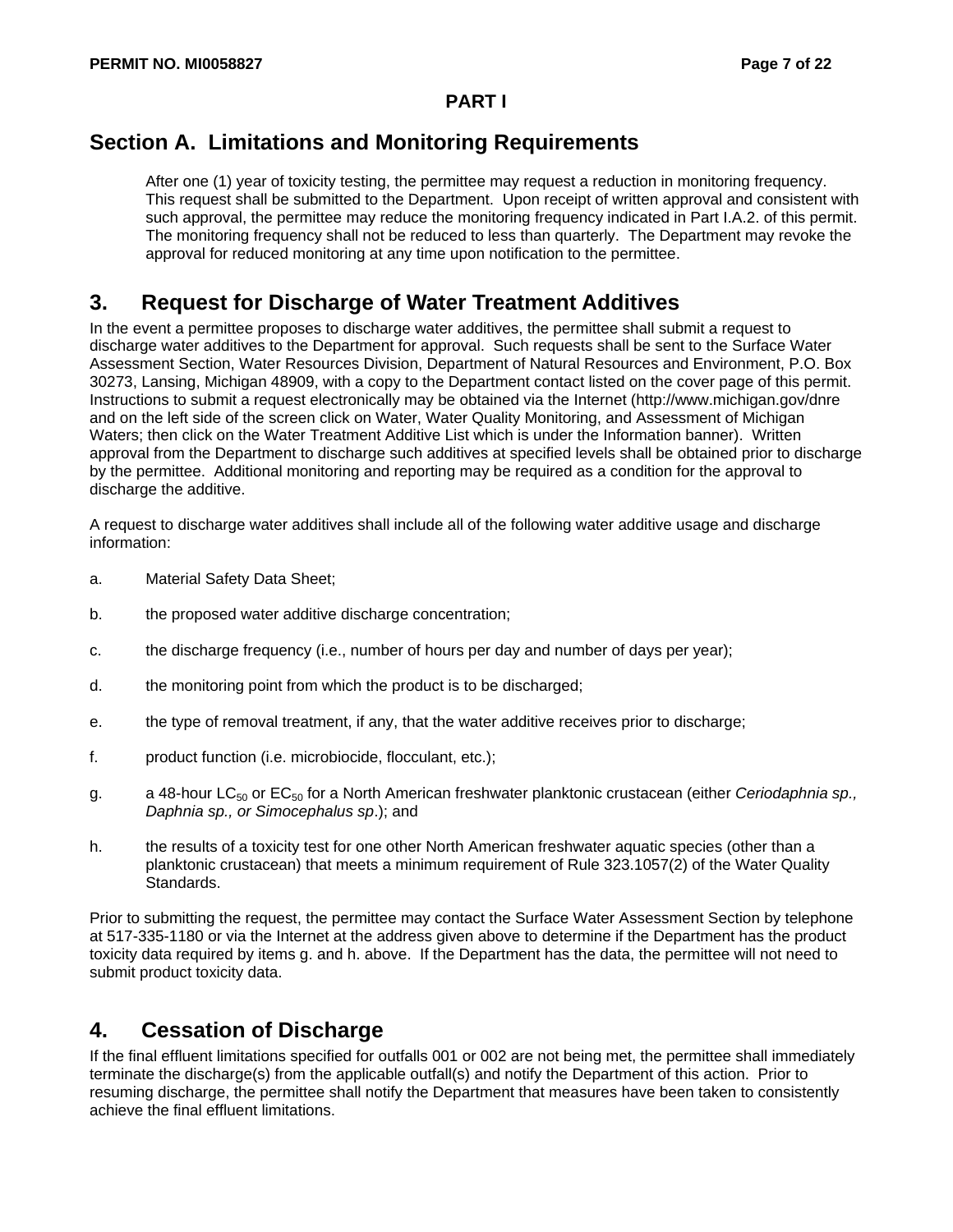**PART I**

## Section A. Limitations and Monitoring Requirements

After one (1) year of toxicity testing, the permittee may request a reduction in monitoring frequency. This request shall be submitted to the Department. Upon receipt of written approval and consistent with such approval, the permittee may reduce the monitoring frequency indicated in Part I.A.2. of this permit. The monitoring frequency shall not be reduced to less than quarterly. The Department may revoke the approval for reduced monitoring at any time upon notification to the permittee.

## 3. Request for Discharge of Water Treatment Additives

In the event a permittee proposes to discharge water additives, the permittee shall submit a request to discharge water additives to the Department for approval. Such requests shall be sent to the Surface Water Assessment Section, Water Resources Division, Department of Natural Resources and Environment, P.O. Box 30273, Lansing, Michigan 48909, with a copy to the Department contact listed on the cover page of this permit. Instructions to submit a request electronically may be obtained via the Internet (http://www.michigan.gov/dnre and on the left side of the screen click on Water, Water Quality Monitoring, and Assessment of Michigan Waters; then click on the Water Treatment Additive List which is under the Information banner). Written approval from the Department to discharge such additives at specified levels shall be obtained prior to discharge by the permittee. Additional monitoring and reporting may be required as a condition for the approval to discharge the additive.

A request to discharge water additives shall include all of the following water additive usage and discharge information:

a. Material Safety Data Sheet;

b. the proposed water additive discharge concentration;

c. the discharge frequency (i.e., number of hours per day and number of days per year);

d. the monitoring point from which the product is to be discharged;

e. the type of removal treatment, if any, that the water additive receives prior to discharge;

f. product function (i.e. microbiocide, flocculant, etc.);

g. a 48-hour $LC_{50}$ or $EC_{50}$ for a North American freshwater planktonic crustacean (either *Ceriodaphnia sp., Daphnia sp., or Simocephalus sp*.); and

h. the results of a toxicity test for one other North American freshwater aquatic species (other than a planktonic crustacean) that meets a minimum requirement of Rule 323.1057(2) of the Water Quality Standards.

Prior to submitting the request, the permittee may contact the Surface Water Assessment Section by telephone at 517-335-1180 or via the Internet at the address given above to determine if the Department has the product toxicity data required by items g. and h. above. If the Department has the data, the permittee will not need to submit product toxicity data.

## 4. Cessation of Discharge

If the final effluent limitations specified for outfalls 001 or 002 are not being met, the permittee shall immediately terminate the discharge(s) from the applicable outfall(s) and notify the Department of this action. Prior to resuming discharge, the permittee shall notify the Department that measures have been taken to consistently achieve the final effluent limitations.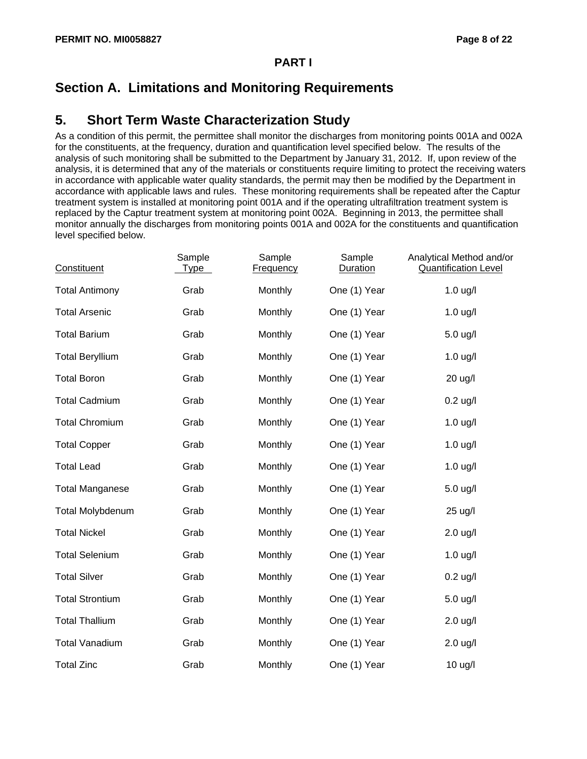**PART I**

## Section A. Limitations and Monitoring Requirements

### 5. Short Term Waste Characterization Study

As a condition of this permit, the permittee shall monitor the discharges from monitoring points 001A and 002A for the constituents, at the frequency, duration and quantification level specified below. The results of the analysis of such monitoring shall be submitted to the Department by January 31, 2012. If, upon review of the analysis, it is determined that any of the materials or constituents require limiting to protect the receiving waters in accordance with applicable water quality standards, the permit may then be modified by the Department in accordance with applicable laws and rules. These monitoring requirements shall be repeated after the Captur treatment system is installed at monitoring point 001A and if the operating ultrafiltration treatment system is replaced by the Captur treatment system at monitoring point 002A. Beginning in 2013, the permittee shall monitor annually the discharges from monitoring points 001A and 002A for the constituents and quantification level specified below.

| Constituent | Sample Type | Sample Frequency | Sample Duration | Analytical Method and/or Quantification Level |
|---|---|---|---|---|
| Total Antimony | Grab | Monthly | One (1) Year | 1.0 ug/l |
| Total Arsenic | Grab | Monthly | One (1) Year | 1.0 ug/l |
| Total Barium | Grab | Monthly | One (1) Year | 5.0 ug/l |
| Total Beryllium | Grab | Monthly | One (1) Year | 1.0 ug/l |
| Total Boron | Grab | Monthly | One (1) Year | 20 ug/l |
| Total Cadmium | Grab | Monthly | One (1) Year | 0.2 ug/l |
| Total Chromium | Grab | Monthly | One (1) Year | 1.0 ug/l |
| Total Copper | Grab | Monthly | One (1) Year | 1.0 ug/l |
| Total Lead | Grab | Monthly | One (1) Year | 1.0 ug/l |
| Total Manganese | Grab | Monthly | One (1) Year | 5.0 ug/l |
| Total Molybdenum | Grab | Monthly | One (1) Year | 25 ug/l |
| Total Nickel | Grab | Monthly | One (1) Year | 2.0 ug/l |
| Total Selenium | Grab | Monthly | One (1) Year | 1.0 ug/l |
| Total Silver | Grab | Monthly | One (1) Year | 0.2 ug/l |
| Total Strontium | Grab | Monthly | One (1) Year | 5.0 ug/l |
| Total Thallium | Grab | Monthly | One (1) Year | 2.0 ug/l |
| Total Vanadium | Grab | Monthly | One (1) Year | 2.0 ug/l |
| Total Zinc | Grab | Monthly | One (1) Year | 10 ug/l |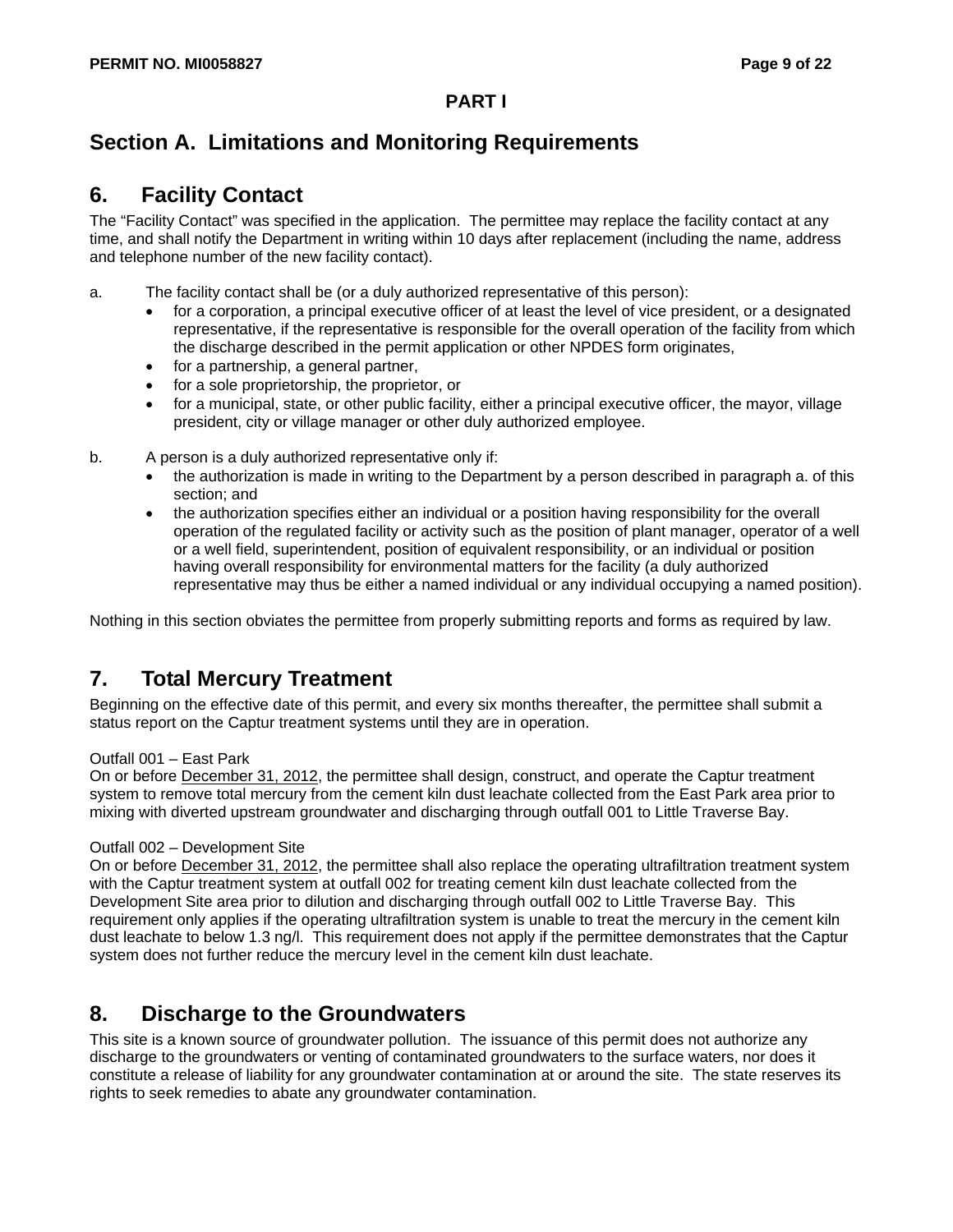## PART I

## Section A. Limitations and Monitoring Requirements

### 6. Facility Contact

The "Facility Contact" was specified in the application. The permittee may replace the facility contact at any time, and shall notify the Department in writing within 10 days after replacement (including the name, address and telephone number of the new facility contact).

a. The facility contact shall be (or a duly authorized representative of this person):
   - for a corporation, a principal executive officer of at least the level of vice president, or a designated representative, if the representative is responsible for the overall operation of the facility from which the discharge described in the permit application or other NPDES form originates,
   - for a partnership, a general partner,
   - for a sole proprietorship, the proprietor, or
   - for a municipal, state, or other public facility, either a principal executive officer, the mayor, village president, city or village manager or other duly authorized employee.

b. A person is a duly authorized representative only if:
   - the authorization is made in writing to the Department by a person described in paragraph a. of this section; and
   - the authorization specifies either an individual or a position having responsibility for the overall operation of the regulated facility or activity such as the position of plant manager, operator of a well or a well field, superintendent, position of equivalent responsibility, or an individual or position having overall responsibility for environmental matters for the facility (a duly authorized representative may thus be either a named individual or any individual occupying a named position).

Nothing in this section obviates the permittee from properly submitting reports and forms as required by law.

### 7. Total Mercury Treatment

Beginning on the effective date of this permit, and every six months thereafter, the permittee shall submit a status report on the Captur treatment systems until they are in operation.

Outfall 001 – East Park
On or before <u>December 31, 2012</u>, the permittee shall design, construct, and operate the Captur treatment system to remove total mercury from the cement kiln dust leachate collected from the East Park area prior to mixing with diverted upstream groundwater and discharging through outfall 001 to Little Traverse Bay.

Outfall 002 – Development Site
On or before <u>December 31, 2012</u>, the permittee shall also replace the operating ultrafiltration treatment system with the Captur treatment system at outfall 002 for treating cement kiln dust leachate collected from the Development Site area prior to dilution and discharging through outfall 002 to Little Traverse Bay. This requirement only applies if the operating ultrafiltration system is unable to treat the mercury in the cement kiln dust leachate to below 1.3 ng/l. This requirement does not apply if the permittee demonstrates that the Captur system does not further reduce the mercury level in the cement kiln dust leachate.

### 8. Discharge to the Groundwaters

This site is a known source of groundwater pollution. The issuance of this permit does not authorize any discharge to the groundwaters or venting of contaminated groundwaters to the surface waters, nor does it constitute a release of liability for any groundwater contamination at or around the site. The state reserves its rights to seek remedies to abate any groundwater contamination.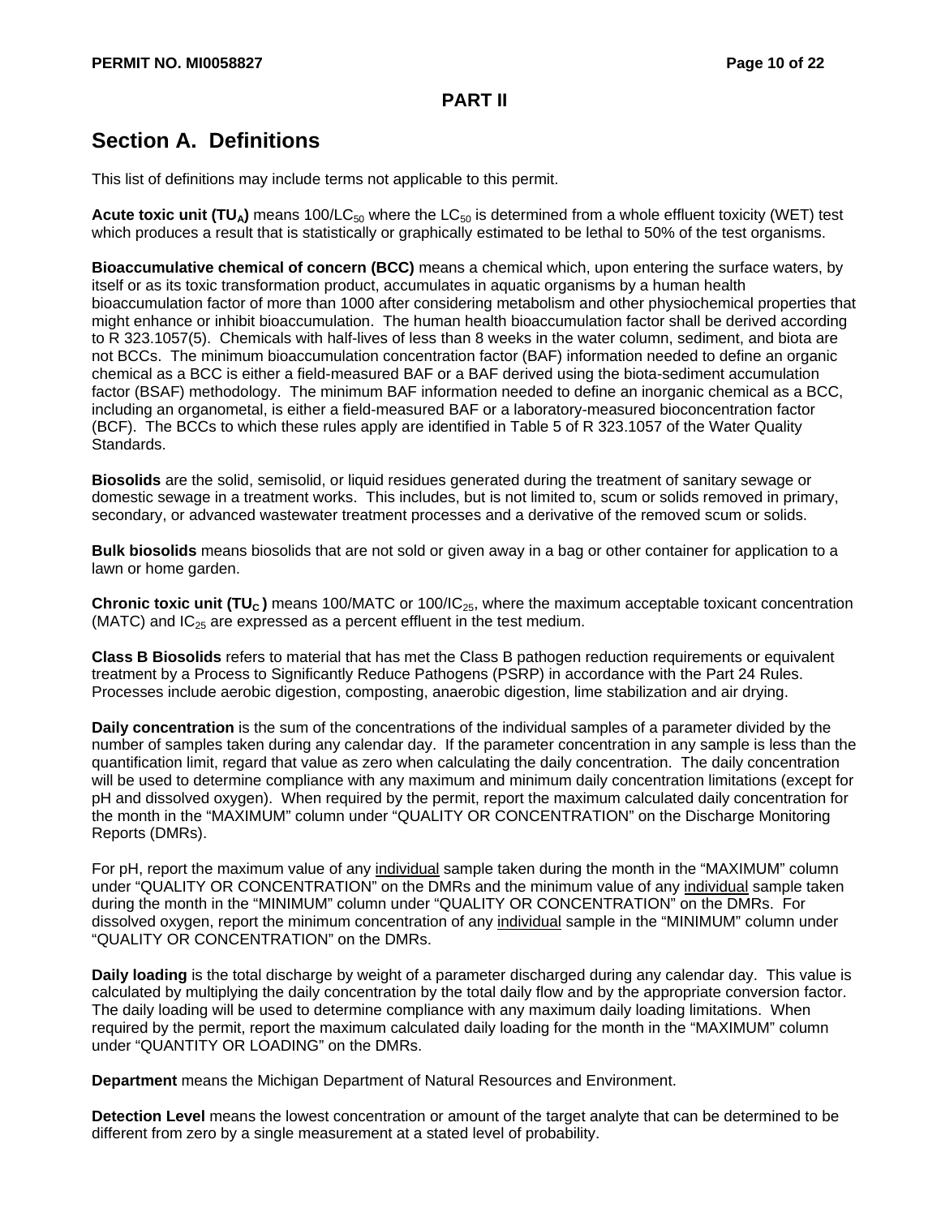## PART II

# Section A. Definitions

This list of definitions may include terms not applicable to this permit.

**Acute toxic unit ($TU_A$)** means $100/LC_{50}$ where the $LC_{50}$ is determined from a whole effluent toxicity (WET) test which produces a result that is statistically or graphically estimated to be lethal to 50% of the test organisms.

**Bioaccumulative chemical of concern (BCC)** means a chemical which, upon entering the surface waters, by itself or as its toxic transformation product, accumulates in aquatic organisms by a human health bioaccumulation factor of more than 1000 after considering metabolism and other physiochemical properties that might enhance or inhibit bioaccumulation. The human health bioaccumulation factor shall be derived according to R 323.1057(5). Chemicals with half-lives of less than 8 weeks in the water column, sediment, and biota are not BCCs. The minimum bioaccumulation concentration factor (BAF) information needed to define an organic chemical as a BCC is either a field-measured BAF or a BAF derived using the biota-sediment accumulation factor (BSAF) methodology. The minimum BAF information needed to define an inorganic chemical as a BCC, including an organometal, is either a field-measured BAF or a laboratory-measured bioconcentration factor (BCF). The BCCs to which these rules apply are identified in Table 5 of R 323.1057 of the Water Quality Standards.

**Biosolids** are the solid, semisolid, or liquid residues generated during the treatment of sanitary sewage or domestic sewage in a treatment works. This includes, but is not limited to, scum or solids removed in primary, secondary, or advanced wastewater treatment processes and a derivative of the removed scum or solids.

**Bulk biosolids** means biosolids that are not sold or given away in a bag or other container for application to a lawn or home garden.

**Chronic toxic unit ($TU_C$)** means 100/MATC or $100/IC_{25}$, where the maximum acceptable toxicant concentration (MATC) and $IC_{25}$ are expressed as a percent effluent in the test medium.

**Class B Biosolids** refers to material that has met the Class B pathogen reduction requirements or equivalent treatment by a Process to Significantly Reduce Pathogens (PSRP) in accordance with the Part 24 Rules. Processes include aerobic digestion, composting, anaerobic digestion, lime stabilization and air drying.

**Daily concentration** is the sum of the concentrations of the individual samples of a parameter divided by the number of samples taken during any calendar day. If the parameter concentration in any sample is less than the quantification limit, regard that value as zero when calculating the daily concentration. The daily concentration will be used to determine compliance with any maximum and minimum daily concentration limitations (except for pH and dissolved oxygen). When required by the permit, report the maximum calculated daily concentration for the month in the "MAXIMUM" column under "QUALITY OR CONCENTRATION" on the Discharge Monitoring Reports (DMRs).

For pH, report the maximum value of any individual sample taken during the month in the "MAXIMUM" column under "QUALITY OR CONCENTRATION" on the DMRs and the minimum value of any individual sample taken during the month in the "MINIMUM" column under "QUALITY OR CONCENTRATION" on the DMRs. For dissolved oxygen, report the minimum concentration of any individual sample in the "MINIMUM" column under "QUALITY OR CONCENTRATION" on the DMRs.

**Daily loading** is the total discharge by weight of a parameter discharged during any calendar day. This value is calculated by multiplying the daily concentration by the total daily flow and by the appropriate conversion factor. The daily loading will be used to determine compliance with any maximum daily loading limitations. When required by the permit, report the maximum calculated daily loading for the month in the "MAXIMUM" column under "QUANTITY OR LOADING" on the DMRs.

**Department** means the Michigan Department of Natural Resources and Environment.

**Detection Level** means the lowest concentration or amount of the target analyte that can be determined to be different from zero by a single measurement at a stated level of probability.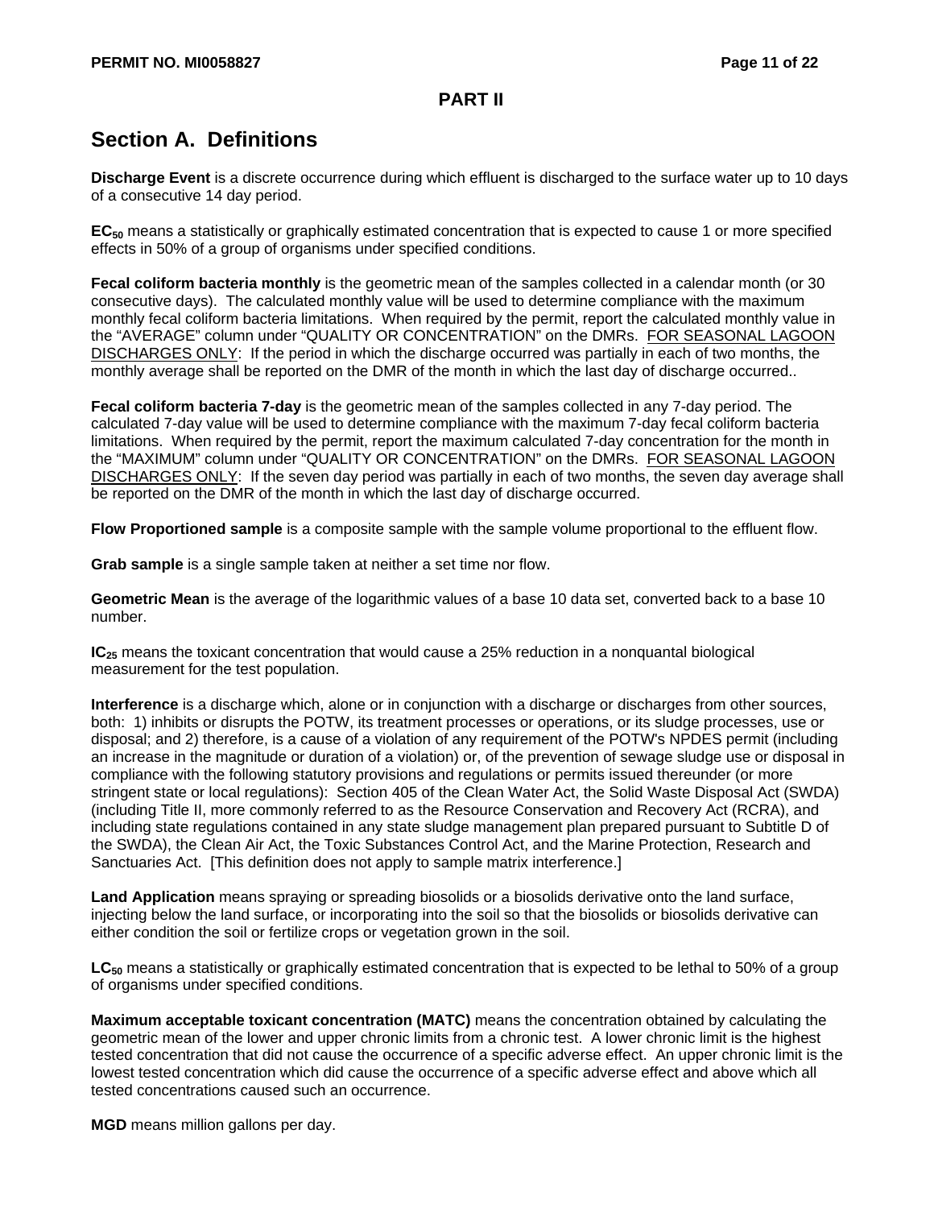## PART II

# Section A. Definitions

**Discharge Event** is a discrete occurrence during which effluent is discharged to the surface water up to 10 days of a consecutive 14 day period.

**$EC_{50}$** means a statistically or graphically estimated concentration that is expected to cause 1 or more specified effects in 50% of a group of organisms under specified conditions.

**Fecal coliform bacteria monthly** is the geometric mean of the samples collected in a calendar month (or 30 consecutive days). The calculated monthly value will be used to determine compliance with the maximum monthly fecal coliform bacteria limitations. When required by the permit, report the calculated monthly value in the "AVERAGE" column under "QUALITY OR CONCENTRATION" on the DMRs. FOR SEASONAL LAGOON DISCHARGES ONLY: If the period in which the discharge occurred was partially in each of two months, the monthly average shall be reported on the DMR of the month in which the last day of discharge occurred..

**Fecal coliform bacteria 7-day** is the geometric mean of the samples collected in any 7-day period. The calculated 7-day value will be used to determine compliance with the maximum 7-day fecal coliform bacteria limitations. When required by the permit, report the maximum calculated 7-day concentration for the month in the "MAXIMUM" column under "QUALITY OR CONCENTRATION" on the DMRs. FOR SEASONAL LAGOON DISCHARGES ONLY: If the seven day period was partially in each of two months, the seven day average shall be reported on the DMR of the month in which the last day of discharge occurred.

**Flow Proportioned sample** is a composite sample with the sample volume proportional to the effluent flow.

**Grab sample** is a single sample taken at neither a set time nor flow.

**Geometric Mean** is the average of the logarithmic values of a base 10 data set, converted back to a base 10 number.

**$IC_{25}$** means the toxicant concentration that would cause a 25% reduction in a nonquantal biological measurement for the test population.

**Interference** is a discharge which, alone or in conjunction with a discharge or discharges from other sources, both: 1) inhibits or disrupts the POTW, its treatment processes or operations, or its sludge processes, use or disposal; and 2) therefore, is a cause of a violation of any requirement of the POTW's NPDES permit (including an increase in the magnitude or duration of a violation) or, of the prevention of sewage sludge use or disposal in compliance with the following statutory provisions and regulations or permits issued thereunder (or more stringent state or local regulations): Section 405 of the Clean Water Act, the Solid Waste Disposal Act (SWDA) (including Title II, more commonly referred to as the Resource Conservation and Recovery Act (RCRA), and including state regulations contained in any state sludge management plan prepared pursuant to Subtitle D of the SWDA), the Clean Air Act, the Toxic Substances Control Act, and the Marine Protection, Research and Sanctuaries Act. [This definition does not apply to sample matrix interference.]

**Land Application** means spraying or spreading biosolids or a biosolids derivative onto the land surface, injecting below the land surface, or incorporating into the soil so that the biosolids or biosolids derivative can either condition the soil or fertilize crops or vegetation grown in the soil.

**$LC_{50}$** means a statistically or graphically estimated concentration that is expected to be lethal to 50% of a group of organisms under specified conditions.

**Maximum acceptable toxicant concentration (MATC)** means the concentration obtained by calculating the geometric mean of the lower and upper chronic limits from a chronic test. A lower chronic limit is the highest tested concentration that did not cause the occurrence of a specific adverse effect. An upper chronic limit is the lowest tested concentration which did cause the occurrence of a specific adverse effect and above which all tested concentrations caused such an occurrence.

**MGD** means million gallons per day.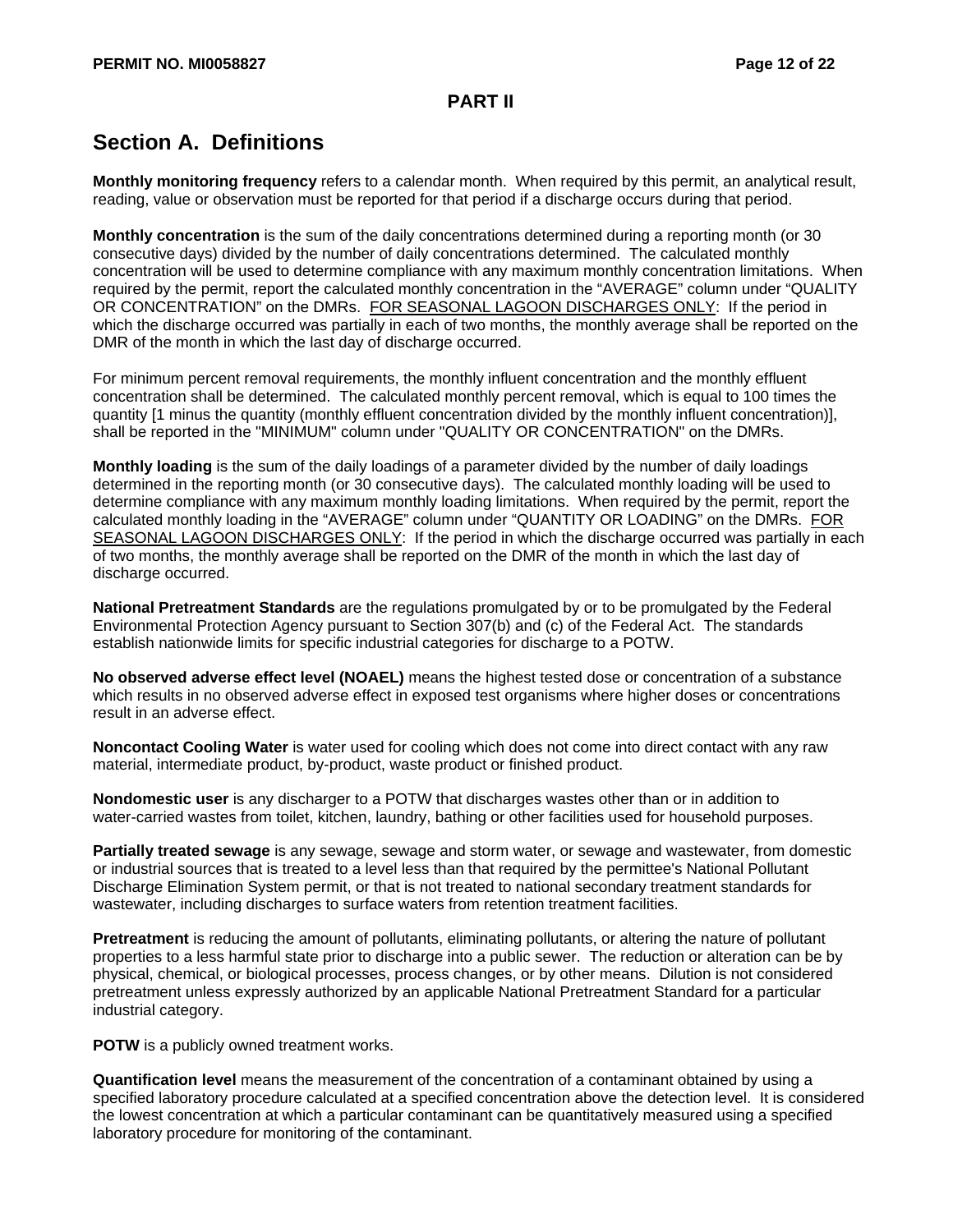## PART II

# Section A. Definitions

**Monthly monitoring frequency** refers to a calendar month. When required by this permit, an analytical result, reading, value or observation must be reported for that period if a discharge occurs during that period.

**Monthly concentration** is the sum of the daily concentrations determined during a reporting month (or 30 consecutive days) divided by the number of daily concentrations determined. The calculated monthly concentration will be used to determine compliance with any maximum monthly concentration limitations. When required by the permit, report the calculated monthly concentration in the "AVERAGE" column under "QUALITY OR CONCENTRATION" on the DMRs. <u>FOR SEASONAL LAGOON DISCHARGES ONLY</u>: If the period in which the discharge occurred was partially in each of two months, the monthly average shall be reported on the DMR of the month in which the last day of discharge occurred.

For minimum percent removal requirements, the monthly influent concentration and the monthly effluent concentration shall be determined. The calculated monthly percent removal, which is equal to 100 times the quantity [1 minus the quantity (monthly effluent concentration divided by the monthly influent concentration)], shall be reported in the "MINIMUM" column under "QUALITY OR CONCENTRATION" on the DMRs.

**Monthly loading** is the sum of the daily loadings of a parameter divided by the number of daily loadings determined in the reporting month (or 30 consecutive days). The calculated monthly loading will be used to determine compliance with any maximum monthly loading limitations. When required by the permit, report the calculated monthly loading in the "AVERAGE" column under "QUANTITY OR LOADING" on the DMRs. <u>FOR SEASONAL LAGOON DISCHARGES ONLY</u>: If the period in which the discharge occurred was partially in each of two months, the monthly average shall be reported on the DMR of the month in which the last day of discharge occurred.

**National Pretreatment Standards** are the regulations promulgated by or to be promulgated by the Federal Environmental Protection Agency pursuant to Section 307(b) and (c) of the Federal Act. The standards establish nationwide limits for specific industrial categories for discharge to a POTW.

**No observed adverse effect level (NOAEL)** means the highest tested dose or concentration of a substance which results in no observed adverse effect in exposed test organisms where higher doses or concentrations result in an adverse effect.

**Noncontact Cooling Water** is water used for cooling which does not come into direct contact with any raw material, intermediate product, by-product, waste product or finished product.

**Nondomestic user** is any discharger to a POTW that discharges wastes other than or in addition to water-carried wastes from toilet, kitchen, laundry, bathing or other facilities used for household purposes.

**Partially treated sewage** is any sewage, sewage and storm water, or sewage and wastewater, from domestic or industrial sources that is treated to a level less than that required by the permittee's National Pollutant Discharge Elimination System permit, or that is not treated to national secondary treatment standards for wastewater, including discharges to surface waters from retention treatment facilities.

**Pretreatment** is reducing the amount of pollutants, eliminating pollutants, or altering the nature of pollutant properties to a less harmful state prior to discharge into a public sewer. The reduction or alteration can be by physical, chemical, or biological processes, process changes, or by other means. Dilution is not considered pretreatment unless expressly authorized by an applicable National Pretreatment Standard for a particular industrial category.

**POTW** is a publicly owned treatment works.

**Quantification level** means the measurement of the concentration of a contaminant obtained by using a specified laboratory procedure calculated at a specified concentration above the detection level. It is considered the lowest concentration at which a particular contaminant can be quantitatively measured using a specified laboratory procedure for monitoring of the contaminant.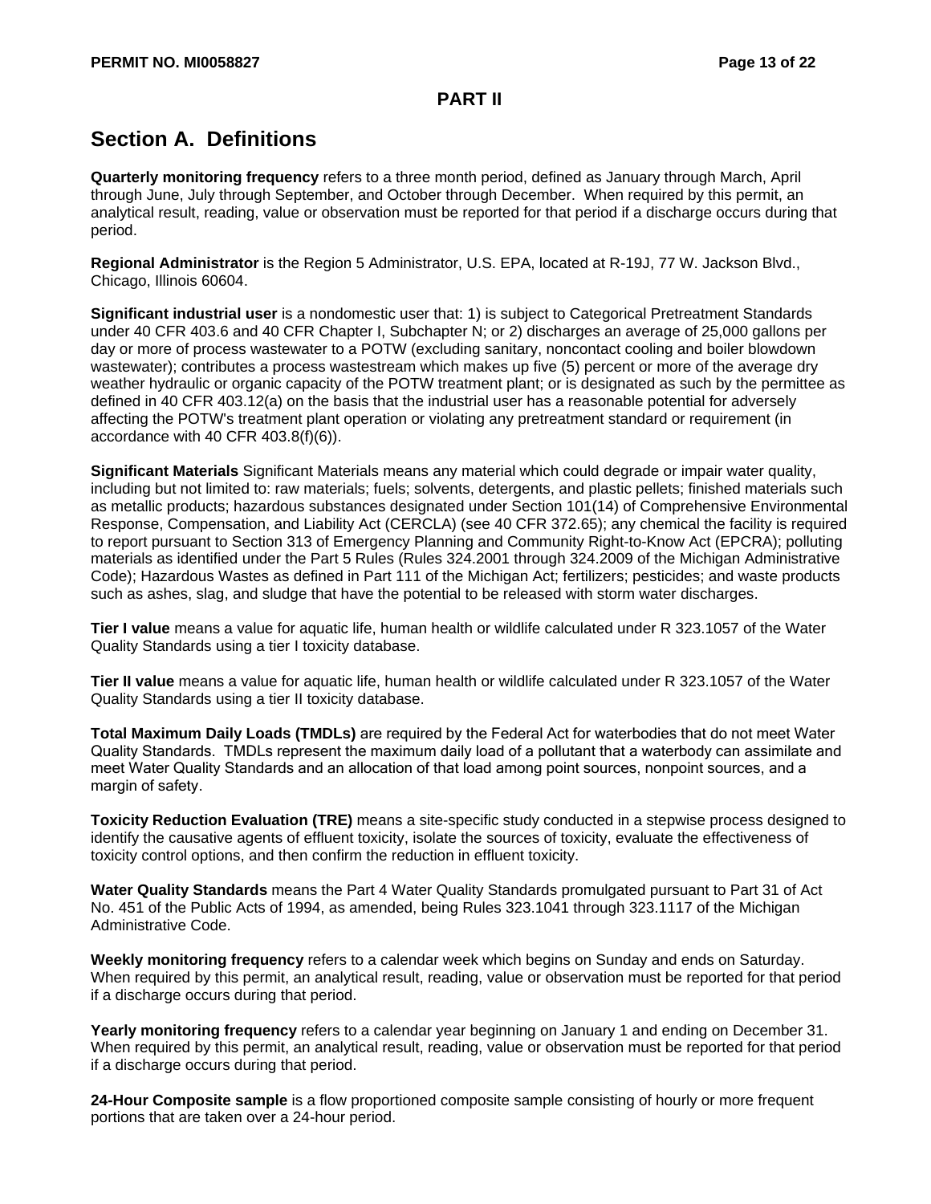## PART II

# Section A. Definitions

**Quarterly monitoring frequency** refers to a three month period, defined as January through March, April through June, July through September, and October through December. When required by this permit, an analytical result, reading, value or observation must be reported for that period if a discharge occurs during that period.

**Regional Administrator** is the Region 5 Administrator, U.S. EPA, located at R-19J, 77 W. Jackson Blvd., Chicago, Illinois 60604.

**Significant industrial user** is a nondomestic user that: 1) is subject to Categorical Pretreatment Standards under 40 CFR 403.6 and 40 CFR Chapter I, Subchapter N; or 2) discharges an average of 25,000 gallons per day or more of process wastewater to a POTW (excluding sanitary, noncontact cooling and boiler blowdown wastewater); contributes a process wastestream which makes up five (5) percent or more of the average dry weather hydraulic or organic capacity of the POTW treatment plant; or is designated as such by the permittee as defined in 40 CFR 403.12(a) on the basis that the industrial user has a reasonable potential for adversely affecting the POTW's treatment plant operation or violating any pretreatment standard or requirement (in accordance with 40 CFR 403.8(f)(6)).

**Significant Materials** Significant Materials means any material which could degrade or impair water quality, including but not limited to: raw materials; fuels; solvents, detergents, and plastic pellets; finished materials such as metallic products; hazardous substances designated under Section 101(14) of Comprehensive Environmental Response, Compensation, and Liability Act (CERCLA) (see 40 CFR 372.65); any chemical the facility is required to report pursuant to Section 313 of Emergency Planning and Community Right-to-Know Act (EPCRA); polluting materials as identified under the Part 5 Rules (Rules 324.2001 through 324.2009 of the Michigan Administrative Code); Hazardous Wastes as defined in Part 111 of the Michigan Act; fertilizers; pesticides; and waste products such as ashes, slag, and sludge that have the potential to be released with storm water discharges.

**Tier I value** means a value for aquatic life, human health or wildlife calculated under R 323.1057 of the Water Quality Standards using a tier I toxicity database.

**Tier II value** means a value for aquatic life, human health or wildlife calculated under R 323.1057 of the Water Quality Standards using a tier II toxicity database.

**Total Maximum Daily Loads (TMDLs)** are required by the Federal Act for waterbodies that do not meet Water Quality Standards. TMDLs represent the maximum daily load of a pollutant that a waterbody can assimilate and meet Water Quality Standards and an allocation of that load among point sources, nonpoint sources, and a margin of safety.

**Toxicity Reduction Evaluation (TRE)** means a site-specific study conducted in a stepwise process designed to identify the causative agents of effluent toxicity, isolate the sources of toxicity, evaluate the effectiveness of toxicity control options, and then confirm the reduction in effluent toxicity.

**Water Quality Standards** means the Part 4 Water Quality Standards promulgated pursuant to Part 31 of Act No. 451 of the Public Acts of 1994, as amended, being Rules 323.1041 through 323.1117 of the Michigan Administrative Code.

**Weekly monitoring frequency** refers to a calendar week which begins on Sunday and ends on Saturday. When required by this permit, an analytical result, reading, value or observation must be reported for that period if a discharge occurs during that period.

**Yearly monitoring frequency** refers to a calendar year beginning on January 1 and ending on December 31. When required by this permit, an analytical result, reading, value or observation must be reported for that period if a discharge occurs during that period.

**24-Hour Composite sample** is a flow proportioned composite sample consisting of hourly or more frequent portions that are taken over a 24-hour period.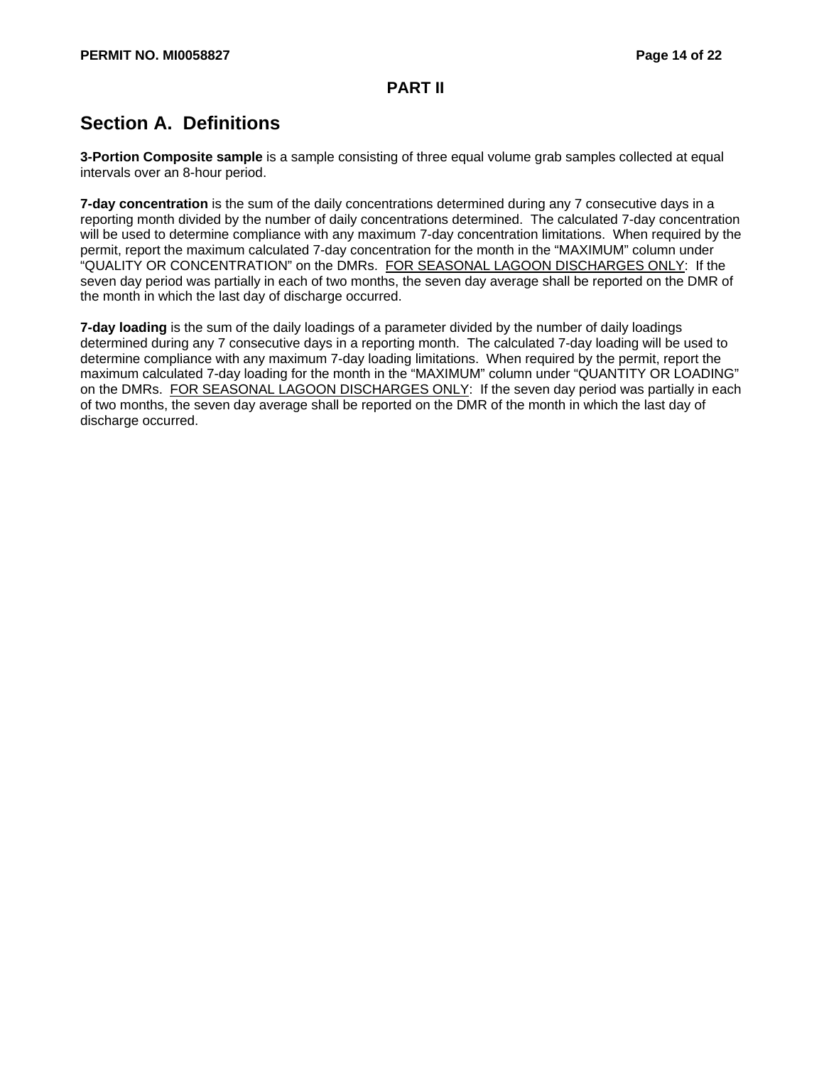# PART II

## Section A. Definitions

**3-Portion Composite sample** is a sample consisting of three equal volume grab samples collected at equal intervals over an 8-hour period.

**7-day concentration** is the sum of the daily concentrations determined during any 7 consecutive days in a reporting month divided by the number of daily concentrations determined. The calculated 7-day concentration will be used to determine compliance with any maximum 7-day concentration limitations. When required by the permit, report the maximum calculated 7-day concentration for the month in the "MAXIMUM" column under "QUALITY OR CONCENTRATION" on the DMRs. <u>FOR SEASONAL LAGOON DISCHARGES ONLY</u>: If the seven day period was partially in each of two months, the seven day average shall be reported on the DMR of the month in which the last day of discharge occurred.

**7-day loading** is the sum of the daily loadings of a parameter divided by the number of daily loadings determined during any 7 consecutive days in a reporting month. The calculated 7-day loading will be used to determine compliance with any maximum 7-day loading limitations. When required by the permit, report the maximum calculated 7-day loading for the month in the "MAXIMUM" column under "QUANTITY OR LOADING" on the DMRs. <u>FOR SEASONAL LAGOON DISCHARGES ONLY</u>: If the seven day period was partially in each of two months, the seven day average shall be reported on the DMR of the month in which the last day of discharge occurred.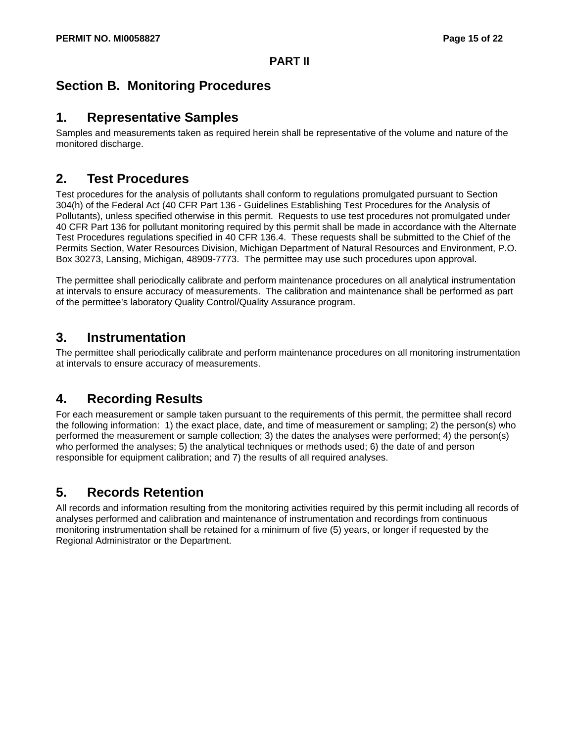**PART II**

## Section B. Monitoring Procedures

### 1. Representative Samples

Samples and measurements taken as required herein shall be representative of the volume and nature of the monitored discharge.

### 2. Test Procedures

Test procedures for the analysis of pollutants shall conform to regulations promulgated pursuant to Section 304(h) of the Federal Act (40 CFR Part 136 - Guidelines Establishing Test Procedures for the Analysis of Pollutants), unless specified otherwise in this permit. Requests to use test procedures not promulgated under 40 CFR Part 136 for pollutant monitoring required by this permit shall be made in accordance with the Alternate Test Procedures regulations specified in 40 CFR 136.4. These requests shall be submitted to the Chief of the Permits Section, Water Resources Division, Michigan Department of Natural Resources and Environment, P.O. Box 30273, Lansing, Michigan, 48909-7773. The permittee may use such procedures upon approval.

The permittee shall periodically calibrate and perform maintenance procedures on all analytical instrumentation at intervals to ensure accuracy of measurements. The calibration and maintenance shall be performed as part of the permittee's laboratory Quality Control/Quality Assurance program.

### 3. Instrumentation

The permittee shall periodically calibrate and perform maintenance procedures on all monitoring instrumentation at intervals to ensure accuracy of measurements.

### 4. Recording Results

For each measurement or sample taken pursuant to the requirements of this permit, the permittee shall record the following information: 1) the exact place, date, and time of measurement or sampling; 2) the person(s) who performed the measurement or sample collection; 3) the dates the analyses were performed; 4) the person(s) who performed the analyses; 5) the analytical techniques or methods used; 6) the date of and person responsible for equipment calibration; and 7) the results of all required analyses.

### 5. Records Retention

All records and information resulting from the monitoring activities required by this permit including all records of analyses performed and calibration and maintenance of instrumentation and recordings from continuous monitoring instrumentation shall be retained for a minimum of five (5) years, or longer if requested by the Regional Administrator or the Department.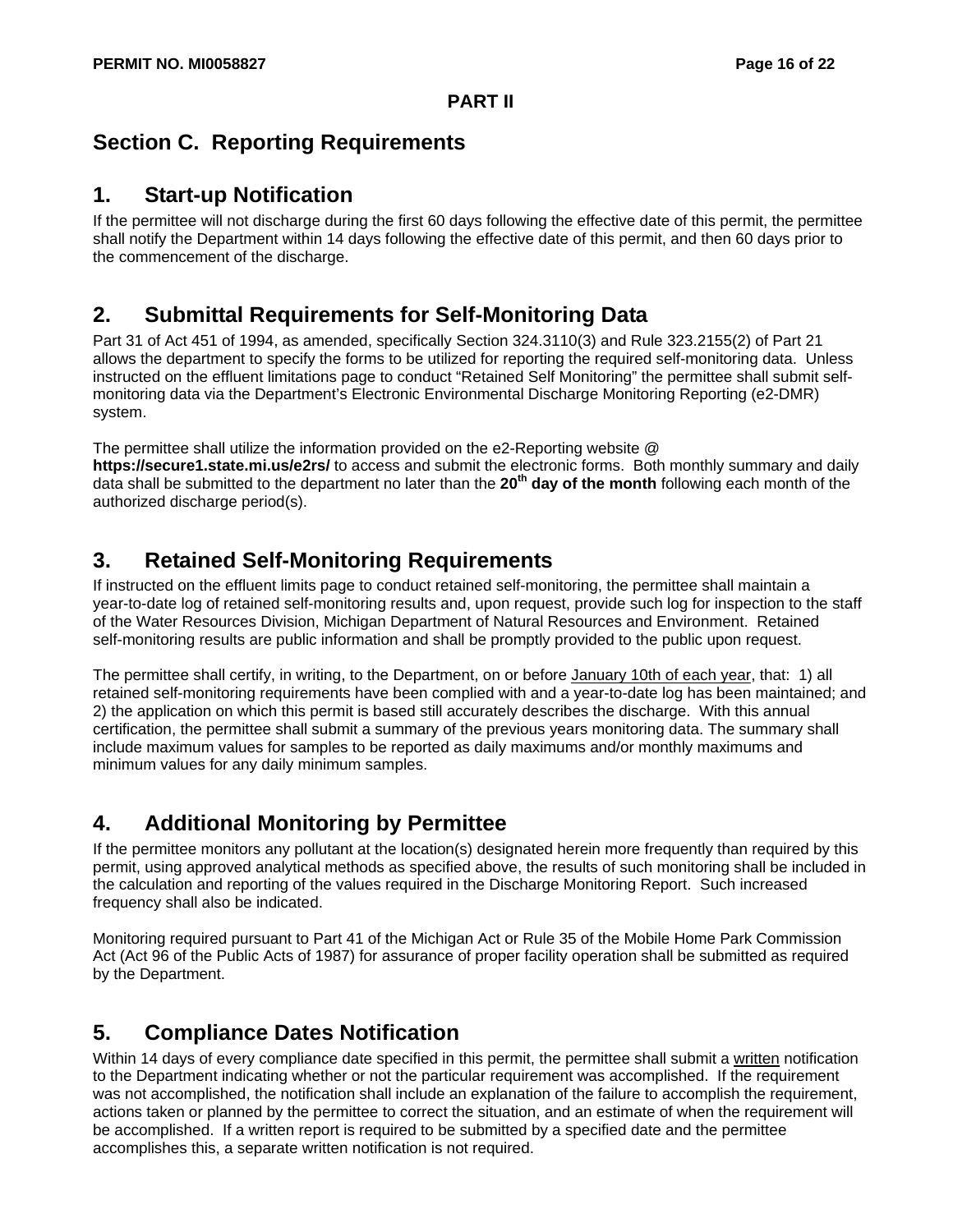**PART II**

## Section C. Reporting Requirements

### 1. Start-up Notification

If the permittee will not discharge during the first 60 days following the effective date of this permit, the permittee shall notify the Department within 14 days following the effective date of this permit, and then 60 days prior to the commencement of the discharge.

### 2. Submittal Requirements for Self-Monitoring Data

Part 31 of Act 451 of 1994, as amended, specifically Section 324.3110(3) and Rule 323.2155(2) of Part 21 allows the department to specify the forms to be utilized for reporting the required self-monitoring data. Unless instructed on the effluent limitations page to conduct "Retained Self Monitoring" the permittee shall submit self-monitoring data via the Department's Electronic Environmental Discharge Monitoring Reporting (e2-DMR) system.

The permittee shall utilize the information provided on the e2-Reporting website @ **https://secure1.state.mi.us/e2rs/** to access and submit the electronic forms. Both monthly summary and daily data shall be submitted to the department no later than the **20th day of the month** following each month of the authorized discharge period(s).

### 3. Retained Self-Monitoring Requirements

If instructed on the effluent limits page to conduct retained self-monitoring, the permittee shall maintain a year-to-date log of retained self-monitoring results and, upon request, provide such log for inspection to the staff of the Water Resources Division, Michigan Department of Natural Resources and Environment. Retained self-monitoring results are public information and shall be promptly provided to the public upon request.

The permittee shall certify, in writing, to the Department, on or before January 10th of each year, that: 1) all retained self-monitoring requirements have been complied with and a year-to-date log has been maintained; and 2) the application on which this permit is based still accurately describes the discharge. With this annual certification, the permittee shall submit a summary of the previous years monitoring data. The summary shall include maximum values for samples to be reported as daily maximums and/or monthly maximums and minimum values for any daily minimum samples.

### 4. Additional Monitoring by Permittee

If the permittee monitors any pollutant at the location(s) designated herein more frequently than required by this permit, using approved analytical methods as specified above, the results of such monitoring shall be included in the calculation and reporting of the values required in the Discharge Monitoring Report. Such increased frequency shall also be indicated.

Monitoring required pursuant to Part 41 of the Michigan Act or Rule 35 of the Mobile Home Park Commission Act (Act 96 of the Public Acts of 1987) for assurance of proper facility operation shall be submitted as required by the Department.

### 5. Compliance Dates Notification

Within 14 days of every compliance date specified in this permit, the permittee shall submit a written notification to the Department indicating whether or not the particular requirement was accomplished. If the requirement was not accomplished, the notification shall include an explanation of the failure to accomplish the requirement, actions taken or planned by the permittee to correct the situation, and an estimate of when the requirement will be accomplished. If a written report is required to be submitted by a specified date and the permittee accomplishes this, a separate written notification is not required.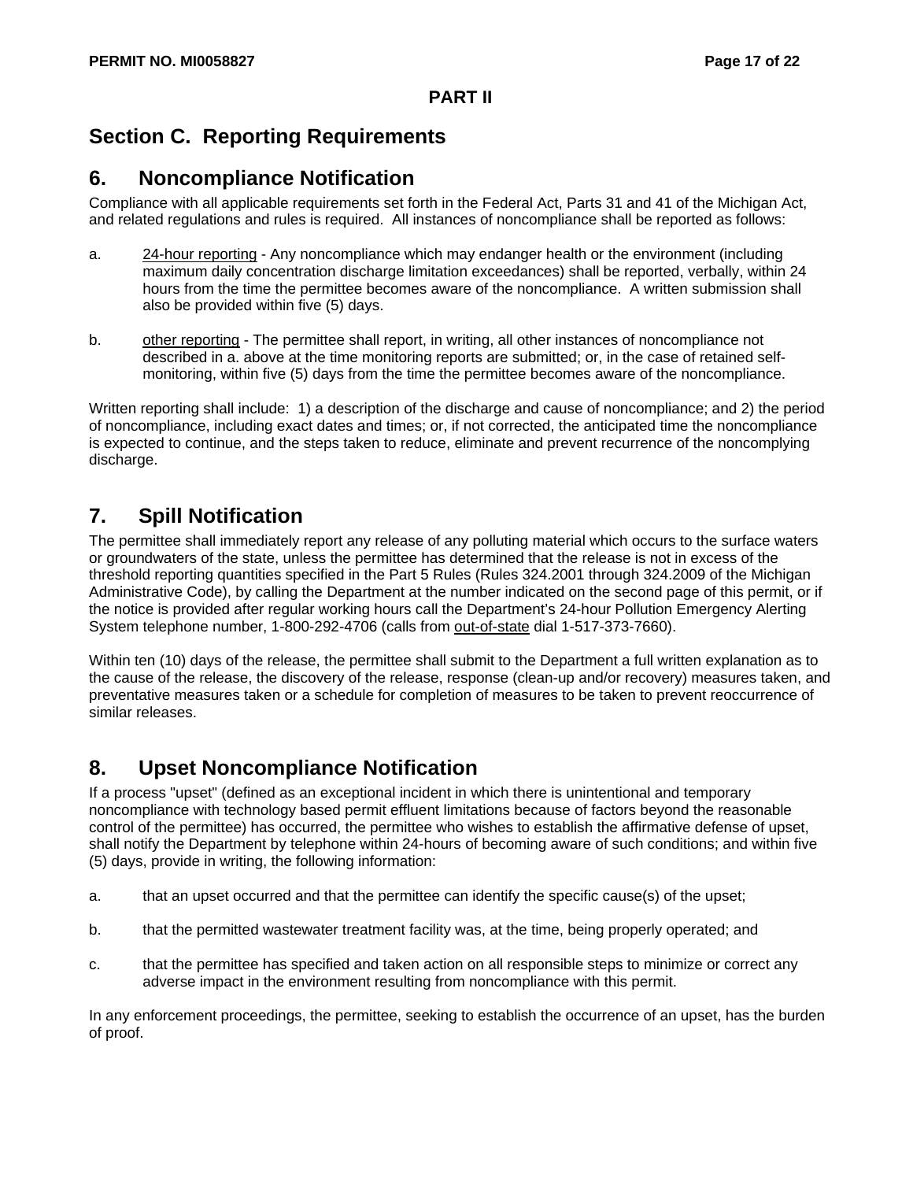## PART II

## Section C. Reporting Requirements

### 6. Noncompliance Notification

Compliance with all applicable requirements set forth in the Federal Act, Parts 31 and 41 of the Michigan Act, and related regulations and rules is required. All instances of noncompliance shall be reported as follows:

a. <u>24-hour reporting</u> - Any noncompliance which may endanger health or the environment (including maximum daily concentration discharge limitation exceedances) shall be reported, verbally, within 24 hours from the time the permittee becomes aware of the noncompliance. A written submission shall also be provided within five (5) days.

b. <u>other reporting</u> - The permittee shall report, in writing, all other instances of noncompliance not described in a. above at the time monitoring reports are submitted; or, in the case of retained self-monitoring, within five (5) days from the time the permittee becomes aware of the noncompliance.

Written reporting shall include: 1) a description of the discharge and cause of noncompliance; and 2) the period of noncompliance, including exact dates and times; or, if not corrected, the anticipated time the noncompliance is expected to continue, and the steps taken to reduce, eliminate and prevent recurrence of the noncomplying discharge.

### 7. Spill Notification

The permittee shall immediately report any release of any polluting material which occurs to the surface waters or groundwaters of the state, unless the permittee has determined that the release is not in excess of the threshold reporting quantities specified in the Part 5 Rules (Rules 324.2001 through 324.2009 of the Michigan Administrative Code), by calling the Department at the number indicated on the second page of this permit, or if the notice is provided after regular working hours call the Department's 24-hour Pollution Emergency Alerting System telephone number, 1-800-292-4706 (calls from <u>out-of-state</u> dial 1-517-373-7660).

Within ten (10) days of the release, the permittee shall submit to the Department a full written explanation as to the cause of the release, the discovery of the release, response (clean-up and/or recovery) measures taken, and preventative measures taken or a schedule for completion of measures to be taken to prevent reoccurrence of similar releases.

### 8. Upset Noncompliance Notification

If a process "upset" (defined as an exceptional incident in which there is unintentional and temporary noncompliance with technology based permit effluent limitations because of factors beyond the reasonable control of the permittee) has occurred, the permittee who wishes to establish the affirmative defense of upset, shall notify the Department by telephone within 24-hours of becoming aware of such conditions; and within five (5) days, provide in writing, the following information:

a. that an upset occurred and that the permittee can identify the specific cause(s) of the upset;

b. that the permitted wastewater treatment facility was, at the time, being properly operated; and

c. that the permittee has specified and taken action on all responsible steps to minimize or correct any adverse impact in the environment resulting from noncompliance with this permit.

In any enforcement proceedings, the permittee, seeking to establish the occurrence of an upset, has the burden of proof.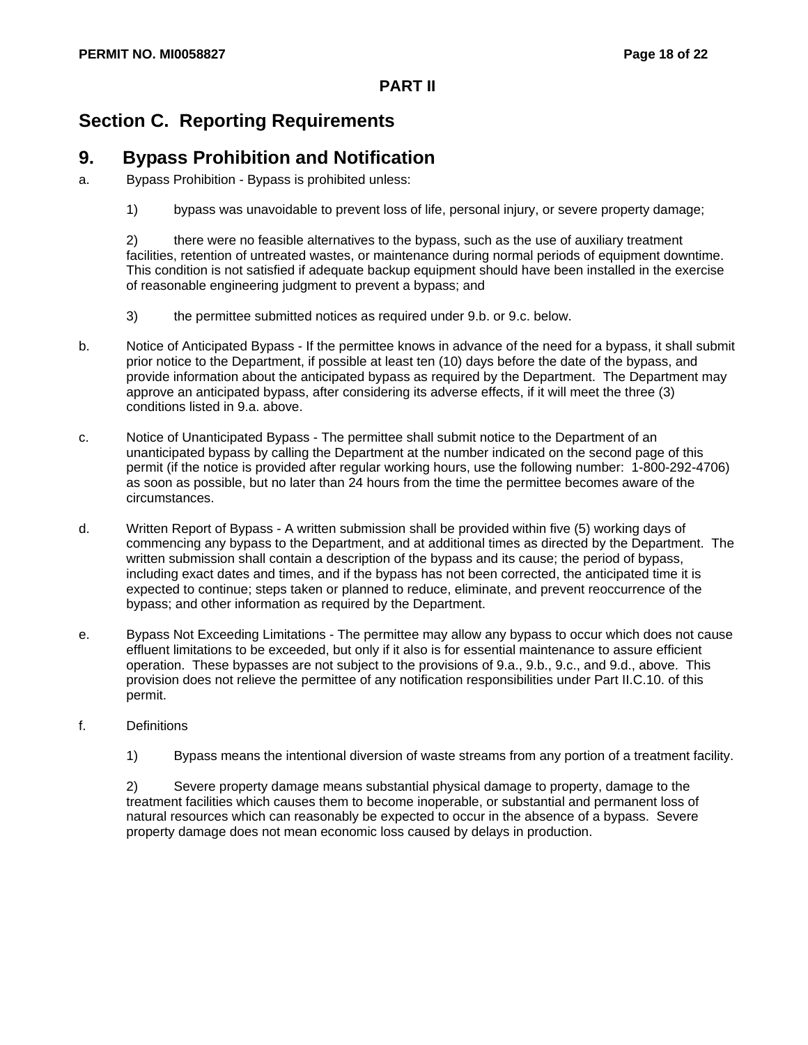**PART II**

## Section C. Reporting Requirements

## 9. Bypass Prohibition and Notification

a. Bypass Prohibition - Bypass is prohibited unless:

   1) bypass was unavoidable to prevent loss of life, personal injury, or severe property damage;

   2) there were no feasible alternatives to the bypass, such as the use of auxiliary treatment facilities, retention of untreated wastes, or maintenance during normal periods of equipment downtime. This condition is not satisfied if adequate backup equipment should have been installed in the exercise of reasonable engineering judgment to prevent a bypass; and

   3) the permittee submitted notices as required under 9.b. or 9.c. below.

b. Notice of Anticipated Bypass - If the permittee knows in advance of the need for a bypass, it shall submit prior notice to the Department, if possible at least ten (10) days before the date of the bypass, and provide information about the anticipated bypass as required by the Department. The Department may approve an anticipated bypass, after considering its adverse effects, if it will meet the three (3) conditions listed in 9.a. above.

c. Notice of Unanticipated Bypass - The permittee shall submit notice to the Department of an unanticipated bypass by calling the Department at the number indicated on the second page of this permit (if the notice is provided after regular working hours, use the following number: 1-800-292-4706) as soon as possible, but no later than 24 hours from the time the permittee becomes aware of the circumstances.

d. Written Report of Bypass - A written submission shall be provided within five (5) working days of commencing any bypass to the Department, and at additional times as directed by the Department. The written submission shall contain a description of the bypass and its cause; the period of bypass, including exact dates and times, and if the bypass has not been corrected, the anticipated time it is expected to continue; steps taken or planned to reduce, eliminate, and prevent reoccurrence of the bypass; and other information as required by the Department.

e. Bypass Not Exceeding Limitations - The permittee may allow any bypass to occur which does not cause effluent limitations to be exceeded, but only if it also is for essential maintenance to assure efficient operation. These bypasses are not subject to the provisions of 9.a., 9.b., 9.c., and 9.d., above. This provision does not relieve the permittee of any notification responsibilities under Part II.C.10. of this permit.

f. Definitions

   1) Bypass means the intentional diversion of waste streams from any portion of a treatment facility.

   2) Severe property damage means substantial physical damage to property, damage to the treatment facilities which causes them to become inoperable, or substantial and permanent loss of natural resources which can reasonably be expected to occur in the absence of a bypass. Severe property damage does not mean economic loss caused by delays in production.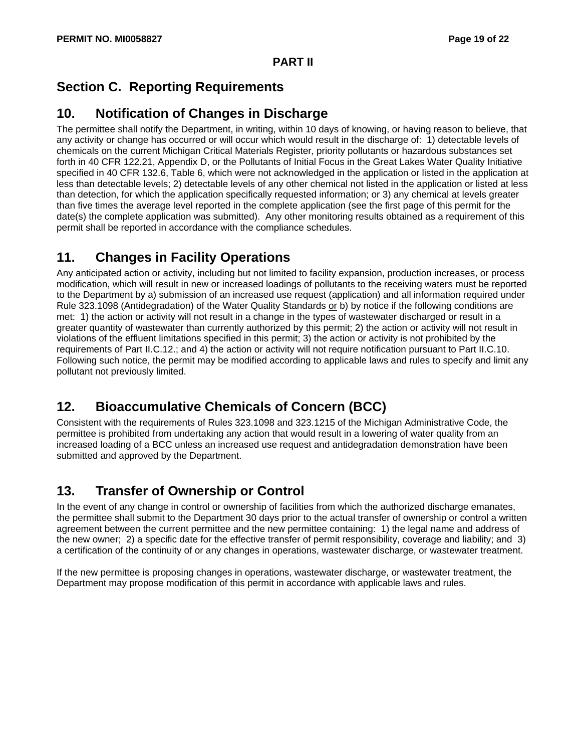**PART II**

## Section C. Reporting Requirements

## 10. Notification of Changes in Discharge

The permittee shall notify the Department, in writing, within 10 days of knowing, or having reason to believe, that any activity or change has occurred or will occur which would result in the discharge of: 1) detectable levels of chemicals on the current Michigan Critical Materials Register, priority pollutants or hazardous substances set forth in 40 CFR 122.21, Appendix D, or the Pollutants of Initial Focus in the Great Lakes Water Quality Initiative specified in 40 CFR 132.6, Table 6, which were not acknowledged in the application or listed in the application at less than detectable levels; 2) detectable levels of any other chemical not listed in the application or listed at less than detection, for which the application specifically requested information; or 3) any chemical at levels greater than five times the average level reported in the complete application (see the first page of this permit for the date(s) the complete application was submitted). Any other monitoring results obtained as a requirement of this permit shall be reported in accordance with the compliance schedules.

## 11. Changes in Facility Operations

Any anticipated action or activity, including but not limited to facility expansion, production increases, or process modification, which will result in new or increased loadings of pollutants to the receiving waters must be reported to the Department by a) submission of an increased use request (application) and all information required under Rule 323.1098 (Antidegradation) of the Water Quality Standards or b) by notice if the following conditions are met: 1) the action or activity will not result in a change in the types of wastewater discharged or result in a greater quantity of wastewater than currently authorized by this permit; 2) the action or activity will not result in violations of the effluent limitations specified in this permit; 3) the action or activity is not prohibited by the requirements of Part II.C.12.; and 4) the action or activity will not require notification pursuant to Part II.C.10. Following such notice, the permit may be modified according to applicable laws and rules to specify and limit any pollutant not previously limited.

## 12. Bioaccumulative Chemicals of Concern (BCC)

Consistent with the requirements of Rules 323.1098 and 323.1215 of the Michigan Administrative Code, the permittee is prohibited from undertaking any action that would result in a lowering of water quality from an increased loading of a BCC unless an increased use request and antidegradation demonstration have been submitted and approved by the Department.

## 13. Transfer of Ownership or Control

In the event of any change in control or ownership of facilities from which the authorized discharge emanates, the permittee shall submit to the Department 30 days prior to the actual transfer of ownership or control a written agreement between the current permittee and the new permittee containing: 1) the legal name and address of the new owner; 2) a specific date for the effective transfer of permit responsibility, coverage and liability; and 3) a certification of the continuity of or any changes in operations, wastewater discharge, or wastewater treatment.

If the new permittee is proposing changes in operations, wastewater discharge, or wastewater treatment, the Department may propose modification of this permit in accordance with applicable laws and rules.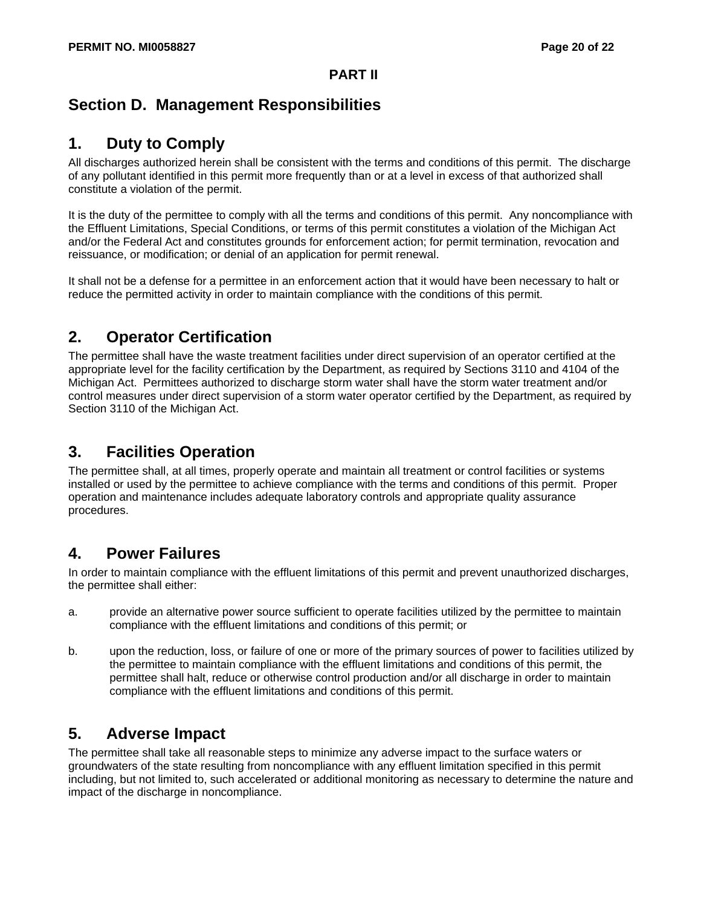**PART II**

## Section D. Management Responsibilities

### 1. Duty to Comply

All discharges authorized herein shall be consistent with the terms and conditions of this permit. The discharge of any pollutant identified in this permit more frequently than or at a level in excess of that authorized shall constitute a violation of the permit.

It is the duty of the permittee to comply with all the terms and conditions of this permit. Any noncompliance with the Effluent Limitations, Special Conditions, or terms of this permit constitutes a violation of the Michigan Act and/or the Federal Act and constitutes grounds for enforcement action; for permit termination, revocation and reissuance, or modification; or denial of an application for permit renewal.

It shall not be a defense for a permittee in an enforcement action that it would have been necessary to halt or reduce the permitted activity in order to maintain compliance with the conditions of this permit.

### 2. Operator Certification

The permittee shall have the waste treatment facilities under direct supervision of an operator certified at the appropriate level for the facility certification by the Department, as required by Sections 3110 and 4104 of the Michigan Act. Permittees authorized to discharge storm water shall have the storm water treatment and/or control measures under direct supervision of a storm water operator certified by the Department, as required by Section 3110 of the Michigan Act.

### 3. Facilities Operation

The permittee shall, at all times, properly operate and maintain all treatment or control facilities or systems installed or used by the permittee to achieve compliance with the terms and conditions of this permit. Proper operation and maintenance includes adequate laboratory controls and appropriate quality assurance procedures.

### 4. Power Failures

In order to maintain compliance with the effluent limitations of this permit and prevent unauthorized discharges, the permittee shall either:

a. provide an alternative power source sufficient to operate facilities utilized by the permittee to maintain compliance with the effluent limitations and conditions of this permit; or

b. upon the reduction, loss, or failure of one or more of the primary sources of power to facilities utilized by the permittee to maintain compliance with the effluent limitations and conditions of this permit, the permittee shall halt, reduce or otherwise control production and/or all discharge in order to maintain compliance with the effluent limitations and conditions of this permit.

### 5. Adverse Impact

The permittee shall take all reasonable steps to minimize any adverse impact to the surface waters or groundwaters of the state resulting from noncompliance with any effluent limitation specified in this permit including, but not limited to, such accelerated or additional monitoring as necessary to determine the nature and impact of the discharge in noncompliance.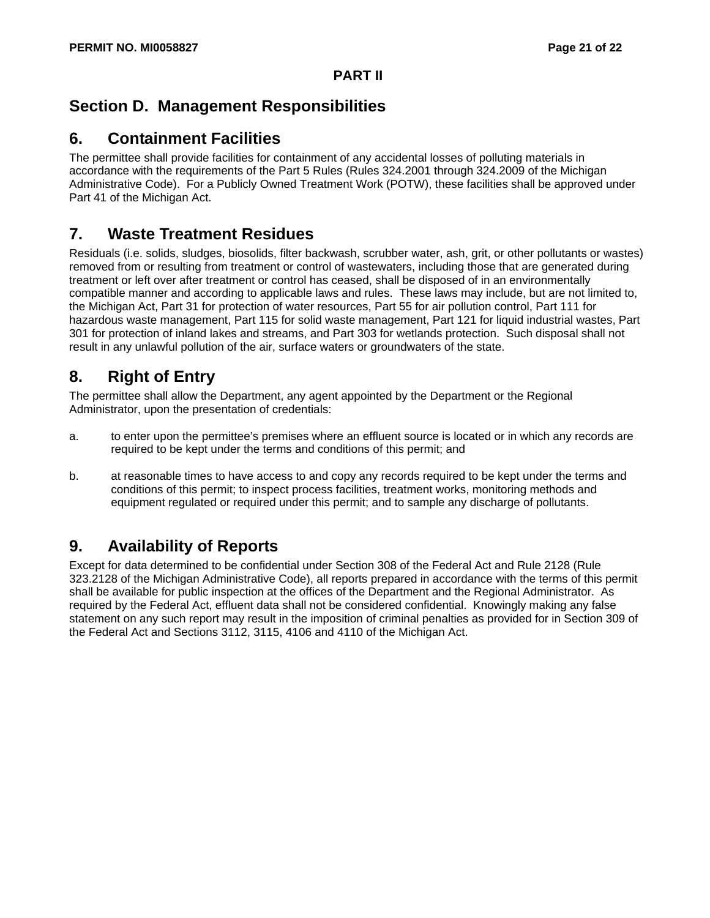**PART II**

## Section D. Management Responsibilities

## 6. Containment Facilities

The permittee shall provide facilities for containment of any accidental losses of polluting materials in accordance with the requirements of the Part 5 Rules (Rules 324.2001 through 324.2009 of the Michigan Administrative Code). For a Publicly Owned Treatment Work (POTW), these facilities shall be approved under Part 41 of the Michigan Act.

## 7. Waste Treatment Residues

Residuals (i.e. solids, sludges, biosolids, filter backwash, scrubber water, ash, grit, or other pollutants or wastes) removed from or resulting from treatment or control of wastewaters, including those that are generated during treatment or left over after treatment or control has ceased, shall be disposed of in an environmentally compatible manner and according to applicable laws and rules. These laws may include, but are not limited to, the Michigan Act, Part 31 for protection of water resources, Part 55 for air pollution control, Part 111 for hazardous waste management, Part 115 for solid waste management, Part 121 for liquid industrial wastes, Part 301 for protection of inland lakes and streams, and Part 303 for wetlands protection. Such disposal shall not result in any unlawful pollution of the air, surface waters or groundwaters of the state.

## 8. Right of Entry

The permittee shall allow the Department, any agent appointed by the Department or the Regional Administrator, upon the presentation of credentials:

a. to enter upon the permittee's premises where an effluent source is located or in which any records are required to be kept under the terms and conditions of this permit; and

b. at reasonable times to have access to and copy any records required to be kept under the terms and conditions of this permit; to inspect process facilities, treatment works, monitoring methods and equipment regulated or required under this permit; and to sample any discharge of pollutants.

## 9. Availability of Reports

Except for data determined to be confidential under Section 308 of the Federal Act and Rule 2128 (Rule 323.2128 of the Michigan Administrative Code), all reports prepared in accordance with the terms of this permit shall be available for public inspection at the offices of the Department and the Regional Administrator. As required by the Federal Act, effluent data shall not be considered confidential. Knowingly making any false statement on any such report may result in the imposition of criminal penalties as provided for in Section 309 of the Federal Act and Sections 3112, 3115, 4106 and 4110 of the Michigan Act.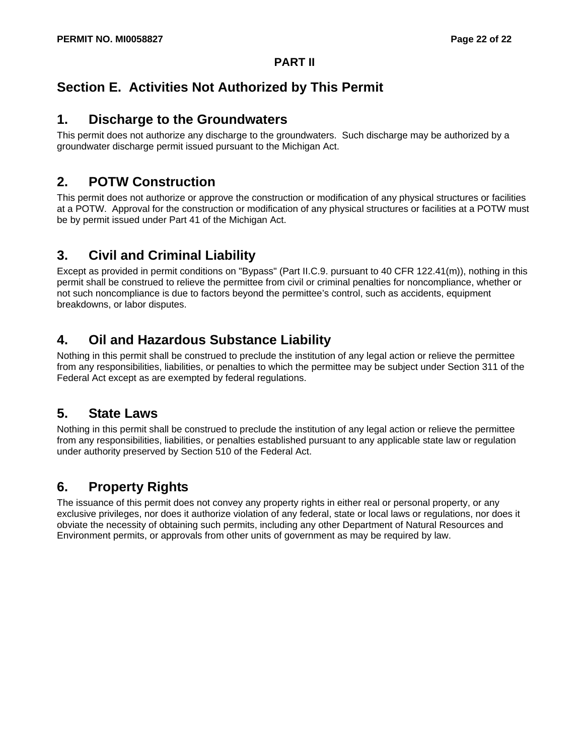**PART II**

## Section E. Activities Not Authorized by This Permit

### 1. Discharge to the Groundwaters

This permit does not authorize any discharge to the groundwaters. Such discharge may be authorized by a groundwater discharge permit issued pursuant to the Michigan Act.

### 2. POTW Construction

This permit does not authorize or approve the construction or modification of any physical structures or facilities at a POTW. Approval for the construction or modification of any physical structures or facilities at a POTW must be by permit issued under Part 41 of the Michigan Act.

### 3. Civil and Criminal Liability

Except as provided in permit conditions on "Bypass" (Part II.C.9. pursuant to 40 CFR 122.41(m)), nothing in this permit shall be construed to relieve the permittee from civil or criminal penalties for noncompliance, whether or not such noncompliance is due to factors beyond the permittee's control, such as accidents, equipment breakdowns, or labor disputes.

### 4. Oil and Hazardous Substance Liability

Nothing in this permit shall be construed to preclude the institution of any legal action or relieve the permittee from any responsibilities, liabilities, or penalties to which the permittee may be subject under Section 311 of the Federal Act except as are exempted by federal regulations.

### 5. State Laws

Nothing in this permit shall be construed to preclude the institution of any legal action or relieve the permittee from any responsibilities, liabilities, or penalties established pursuant to any applicable state law or regulation under authority preserved by Section 510 of the Federal Act.

### 6. Property Rights

The issuance of this permit does not convey any property rights in either real or personal property, or any exclusive privileges, nor does it authorize violation of any federal, state or local laws or regulations, nor does it obviate the necessity of obtaining such permits, including any other Department of Natural Resources and Environment permits, or approvals from other units of government as may be required by law.